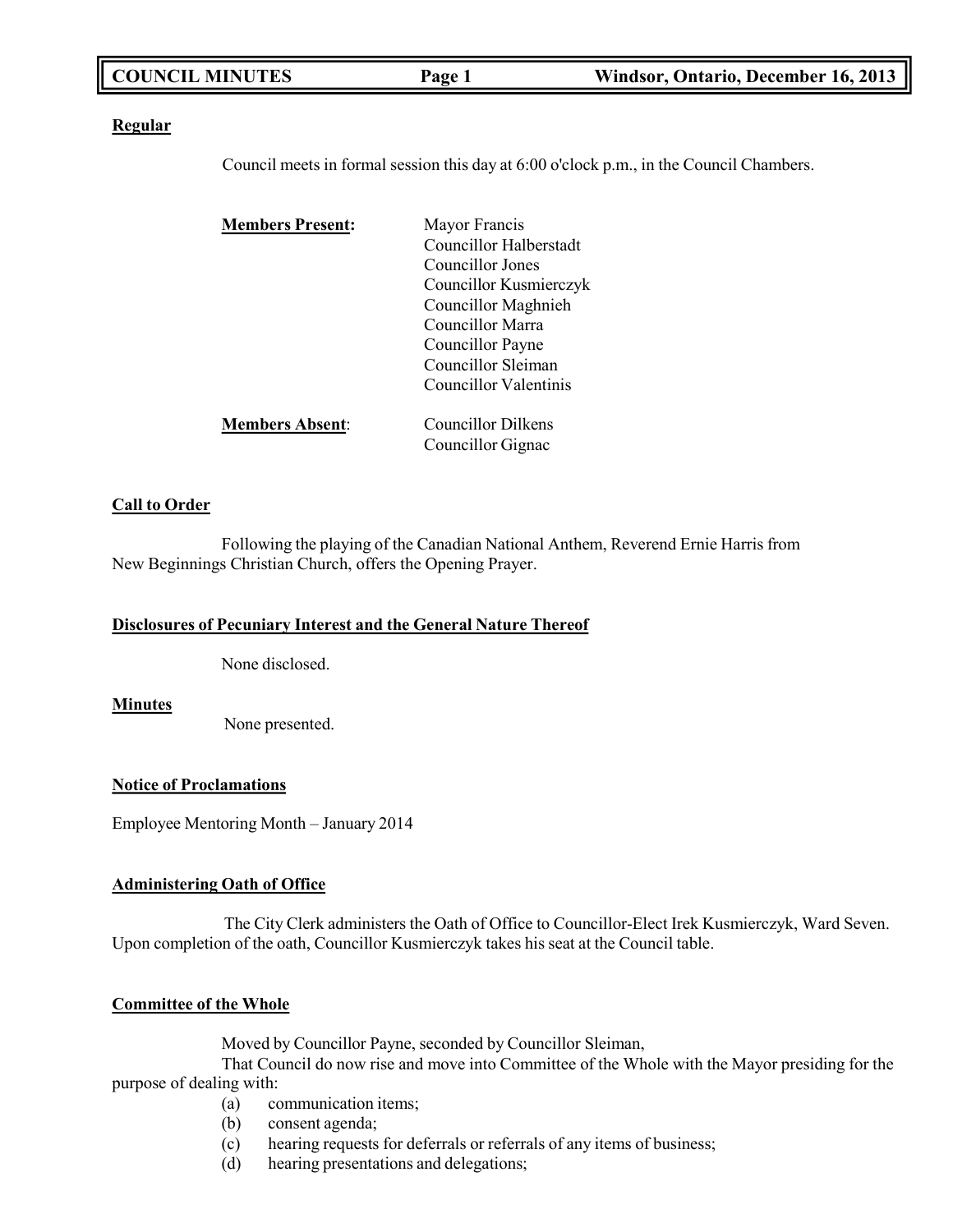**Regular**

Council meets in formal session this day at 6:00 o'clock p.m., in the Council Chambers.

**Members Present:**

- Mayor Francis
- Councillor Halberstadt
- Councillor Jones
- Councillor Kusmierczyk
- Councillor Maghnieh
- Councillor Marra
- Councillor Payne
- Councillor Sleiman
- Councillor Valentinis

**Members Absent**:

- Councillor Dilkens
- Councillor Gignac

**Call to Order**

Following the playing of the Canadian National Anthem, Reverend Ernie Harris from New Beginnings Christian Church, offers the Opening Prayer.

**Disclosures of Pecuniary Interest and the General Nature Thereof**

None disclosed.

**Minutes**

None presented.

**Notice of Proclamations**

Employee Mentoring Month – January 2014

**Administering Oath of Office**

The City Clerk administers the Oath of Office to Councillor-Elect Irek Kusmierczyk, Ward Seven. Upon completion of the oath, Councillor Kusmierczyk takes his seat at the Council table.

**Committee of the Whole**

Moved by Councillor Payne, seconded by Councillor Sleiman,

That Council do now rise and move into Committee of the Whole with the Mayor presiding for the purpose of dealing with:

(a) communication items;
(b) consent agenda;
(c) hearing requests for deferrals or referrals of any items of business;
(d) hearing presentations and delegations;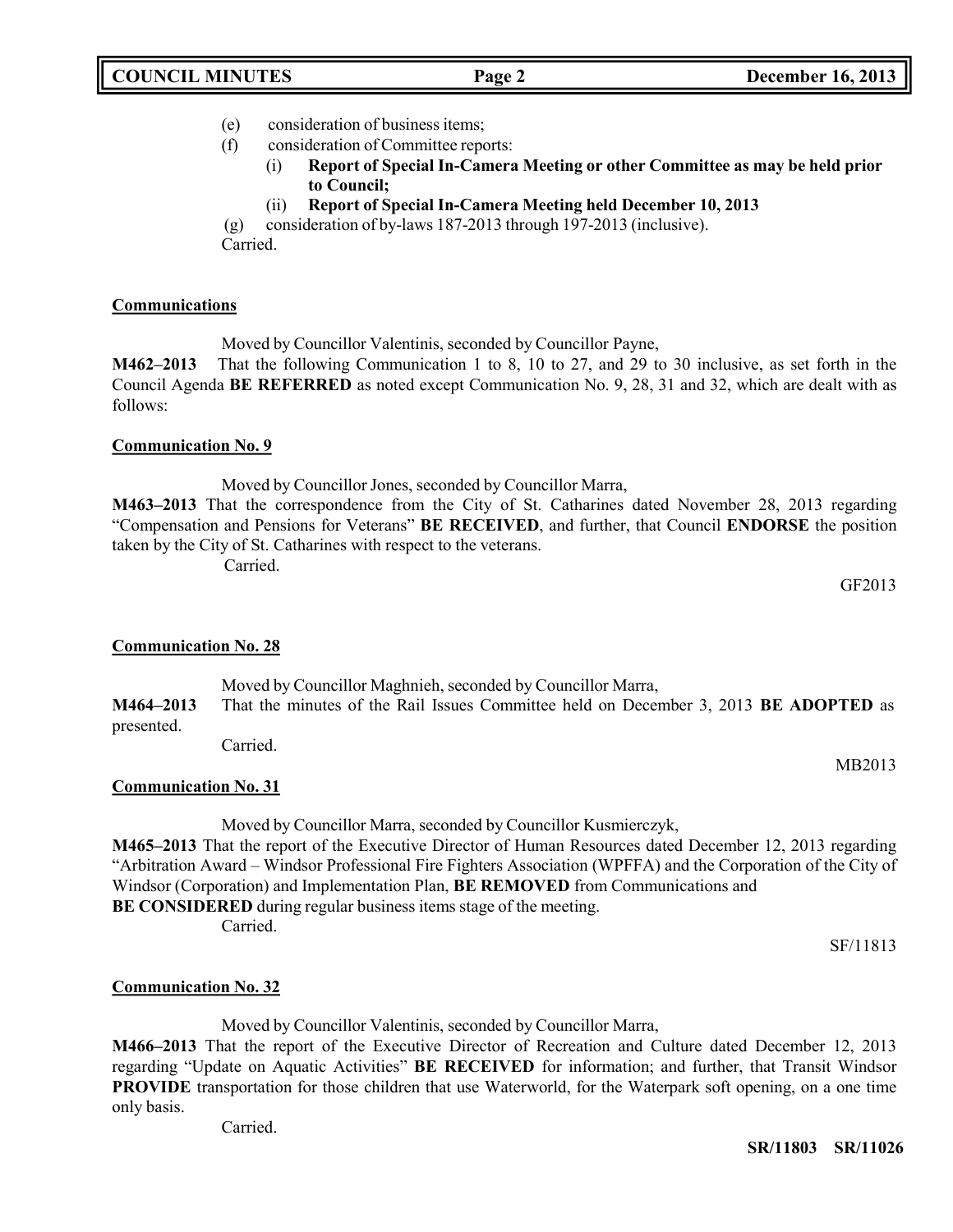(e) consideration of business items;

(f) consideration of Committee reports:

(i) **Report of Special In-Camera Meeting or other Committee as may be held prior to Council;**

(ii) **Report of Special In-Camera Meeting held December 10, 2013**

(g) consideration of by-laws 187-2013 through 197-2013 (inclusive).

Carried.

**Communications**

Moved by Councillor Valentinis, seconded by Councillor Payne,

**M462–2013** That the following Communication 1 to 8, 10 to 27, and 29 to 30 inclusive, as set forth in the Council Agenda **BE REFERRED** as noted except Communication No. 9, 28, 31 and 32, which are dealt with as follows:

**Communication No. 9**

Moved by Councillor Jones, seconded by Councillor Marra,

**M463–2013** That the correspondence from the City of St. Catharines dated November 28, 2013 regarding "Compensation and Pensions for Veterans" **BE RECEIVED**, and further, that Council **ENDORSE** the position taken by the City of St. Catharines with respect to the veterans.

Carried.

GF2013

**Communication No. 28**

Moved by Councillor Maghnieh, seconded by Councillor Marra,

**M464–2013** That the minutes of the Rail Issues Committee held on December 3, 2013 **BE ADOPTED** as presented.

Carried.

MB2013

**Communication No. 31**

Moved by Councillor Marra, seconded by Councillor Kusmierczyk,

**M465–2013** That the report of the Executive Director of Human Resources dated December 12, 2013 regarding "Arbitration Award – Windsor Professional Fire Fighters Association (WPFFA) and the Corporation of the City of Windsor (Corporation) and Implementation Plan, **BE REMOVED** from Communications and **BE CONSIDERED** during regular business items stage of the meeting.

Carried.

SF/11813

**Communication No. 32**

Moved by Councillor Valentinis, seconded by Councillor Marra,

**M466–2013** That the report of the Executive Director of Recreation and Culture dated December 12, 2013 regarding "Update on Aquatic Activities" **BE RECEIVED** for information; and further, that Transit Windsor **PROVIDE** transportation for those children that use Waterworld, for the Waterpark soft opening, on a one time only basis.

Carried.

**SR/11803 SR/11026**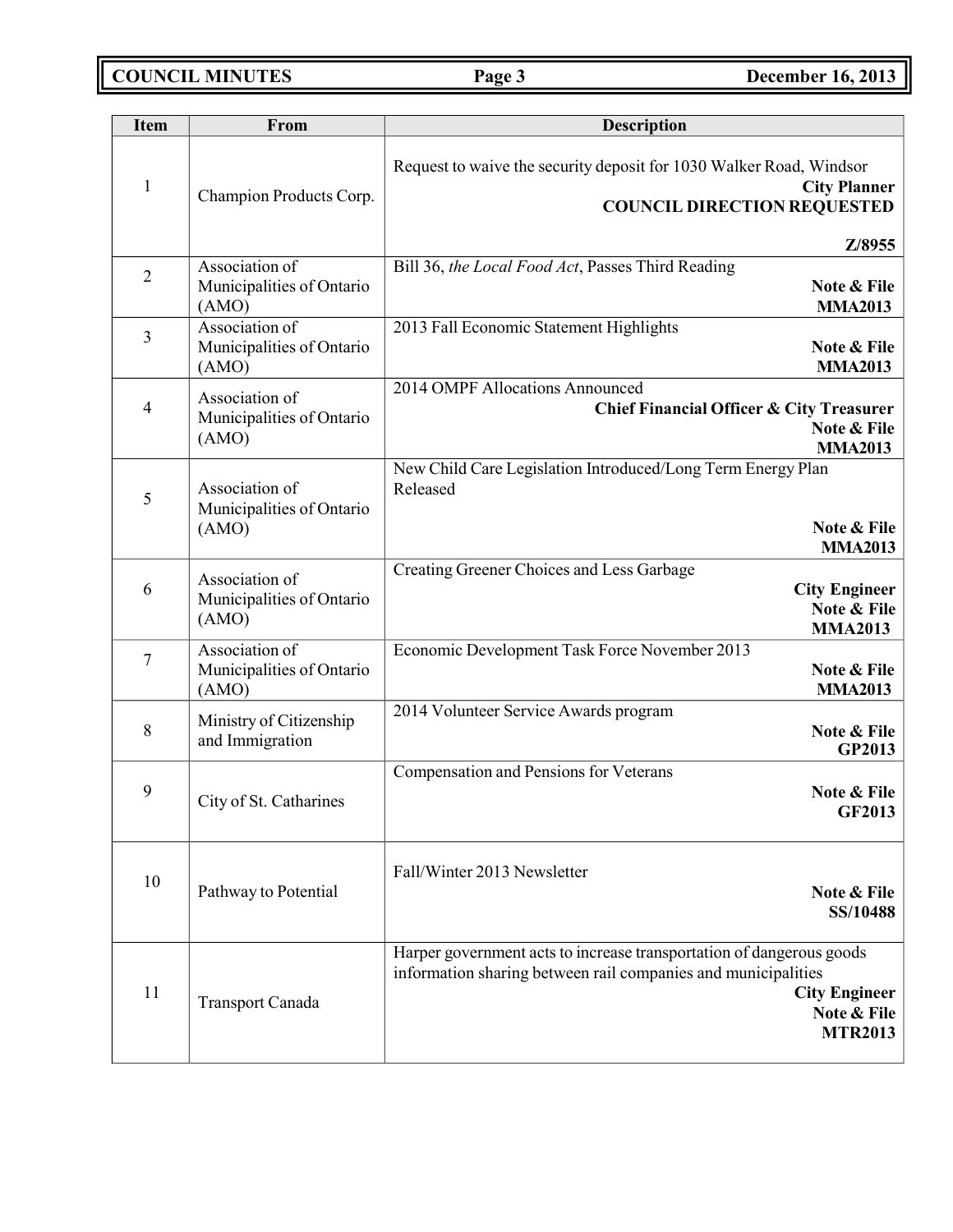| Item | From | Description |
|---|---|---|
| 1 | Champion Products Corp. | Request to waive the security deposit for 1030 Walker Road, Windsor **City Planner** **COUNCIL DIRECTION REQUESTED** **Z/8955** |
| 2 | Association of Municipalities of Ontario (AMO) | Bill 36, *the Local Food Act*, Passes Third Reading **Note & File** **MMA2013** |
| 3 | Association of Municipalities of Ontario (AMO) | 2013 Fall Economic Statement Highlights **Note & File** **MMA2013** |
| 4 | Association of Municipalities of Ontario (AMO) | 2014 OMPF Allocations Announced **Chief Financial Officer & City Treasurer** **Note & File** **MMA2013** |
| 5 | Association of Municipalities of Ontario (AMO) | New Child Care Legislation Introduced/Long Term Energy Plan Released **Note & File** **MMA2013** |
| 6 | Association of Municipalities of Ontario (AMO) | Creating Greener Choices and Less Garbage **City Engineer** **Note & File** **MMA2013** |
| 7 | Association of Municipalities of Ontario (AMO) | Economic Development Task Force November 2013 **Note & File** **MMA2013** |
| 8 | Ministry of Citizenship and Immigration | 2014 Volunteer Service Awards program **Note & File** **GP2013** |
| 9 | City of St. Catharines | Compensation and Pensions for Veterans **Note & File** **GF2013** |
| 10 | Pathway to Potential | Fall/Winter 2013 Newsletter **Note & File** **SS/10488** |
| 11 | Transport Canada | Harper government acts to increase transportation of dangerous goods information sharing between rail companies and municipalities **City Engineer** **Note & File** **MTR2013** |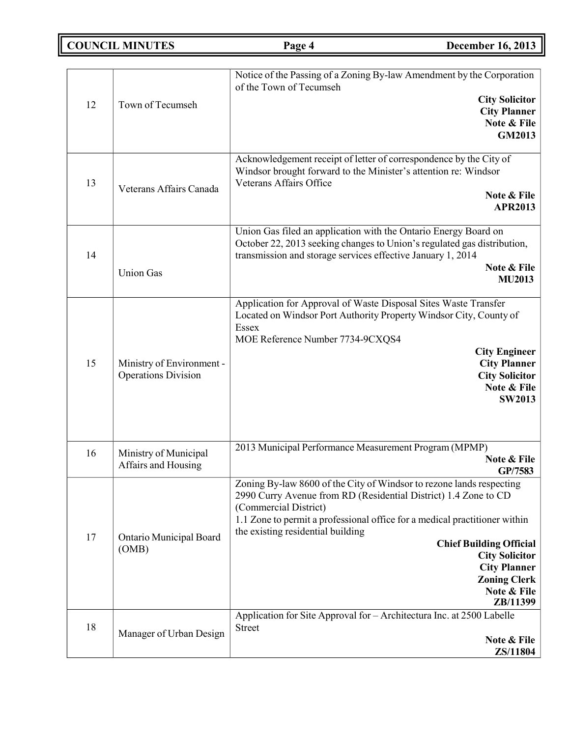| | | |
|---|---|---|
| 12 | Town of Tecumseh | Notice of the Passing of a Zoning By-law Amendment by the Corporation of the Town of Tecumseh<br>**City Solicitor**<br>**City Planner**<br>**Note & File**<br>**GM2013** |
| 13 | Veterans Affairs Canada | Acknowledgement receipt of letter of correspondence by the City of Windsor brought forward to the Minister's attention re: Windsor Veterans Affairs Office<br>**Note & File**<br>**APR2013** |
| 14 | Union Gas | Union Gas filed an application with the Ontario Energy Board on October 22, 2013 seeking changes to Union's regulated gas distribution, transmission and storage services effective January 1, 2014<br>**Note & File**<br>**MU2013** |
| 15 | Ministry of Environment - Operations Division | Application for Approval of Waste Disposal Sites Waste Transfer Located on Windsor Port Authority Property Windsor City, County of Essex<br>MOE Reference Number 7734-9CXQS4<br>**City Engineer**<br>**City Planner**<br>**City Solicitor**<br>**Note & File**<br>**SW2013** |
| 16 | Ministry of Municipal Affairs and Housing | 2013 Municipal Performance Measurement Program (MPMP)<br>**Note & File**<br>**GP/7583** |
| 17 | Ontario Municipal Board (OMB) | Zoning By-law 8600 of the City of Windsor to rezone lands respecting 2990 Curry Avenue from RD (Residential District) 1.4 Zone to CD (Commercial District)<br>1.1 Zone to permit a professional office for a medical practitioner within the existing residential building<br>**Chief Building Official**<br>**City Solicitor**<br>**City Planner**<br>**Zoning Clerk**<br>**Note & File**<br>**ZB/11399** |
| 18 | Manager of Urban Design | Application for Site Approval for – Architectura Inc. at 2500 Labelle Street<br>**Note & File**<br>**ZS/11804** |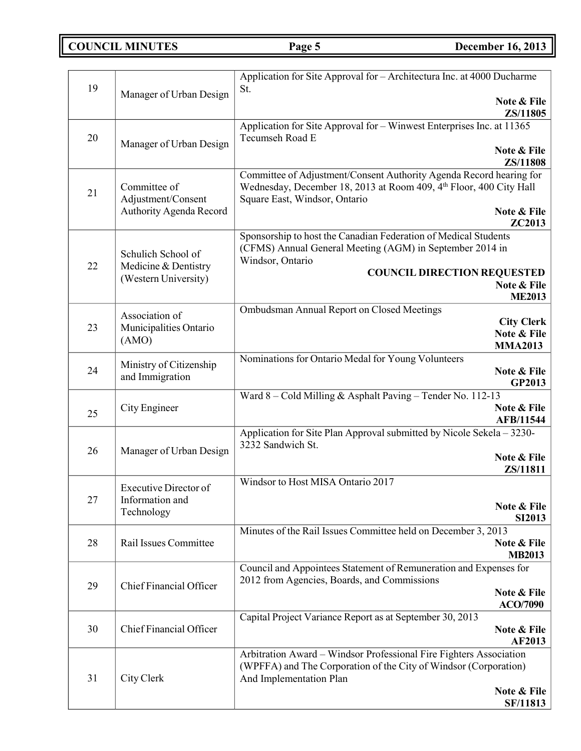| | | |
|---|---|---|
| 19 | Manager of Urban Design | Application for Site Approval for – Architectura Inc. at 4000 Ducharme St. **Note & File** **ZS/11805** |
| 20 | Manager of Urban Design | Application for Site Approval for – Winwest Enterprises Inc. at 11365 Tecumseh Road E **Note & File** **ZS/11808** |
| 21 | Committee of Adjustment/Consent Authority Agenda Record | Committee of Adjustment/Consent Authority Agenda Record hearing for Wednesday, December 18, 2013 at Room 409, 4th Floor, 400 City Hall Square East, Windsor, Ontario **Note & File** **ZC2013** |
| 22 | Schulich School of Medicine & Dentistry (Western University) | Sponsorship to host the Canadian Federation of Medical Students (CFMS) Annual General Meeting (AGM) in September 2014 in Windsor, Ontario **COUNCIL DIRECTION REQUESTED** **Note & File** **ME2013** |
| 23 | Association of Municipalities Ontario (AMO) | Ombudsman Annual Report on Closed Meetings **City Clerk** **Note & File** **MMA2013** |
| 24 | Ministry of Citizenship and Immigration | Nominations for Ontario Medal for Young Volunteers **Note & File** **GP2013** |
| 25 | City Engineer | Ward 8 – Cold Milling & Asphalt Paving – Tender No. 112-13 **Note & File** **AFB/11544** |
| 26 | Manager of Urban Design | Application for Site Plan Approval submitted by Nicole Sekela – 3230-3232 Sandwich St. **Note & File** **ZS/11811** |
| 27 | Executive Director of Information and Technology | Windsor to Host MISA Ontario 2017 **Note & File** **SI2013** |
| 28 | Rail Issues Committee | Minutes of the Rail Issues Committee held on December 3, 2013 **Note & File** **MB2013** |
| 29 | Chief Financial Officer | Council and Appointees Statement of Remuneration and Expenses for 2012 from Agencies, Boards, and Commissions **Note & File** **ACO/7090** |
| 30 | Chief Financial Officer | Capital Project Variance Report as at September 30, 2013 **Note & File** **AF2013** |
| 31 | City Clerk | Arbitration Award – Windsor Professional Fire Fighters Association (WPFFA) and The Corporation of the City of Windsor (Corporation) And Implementation Plan **Note & File** **SF/11813** |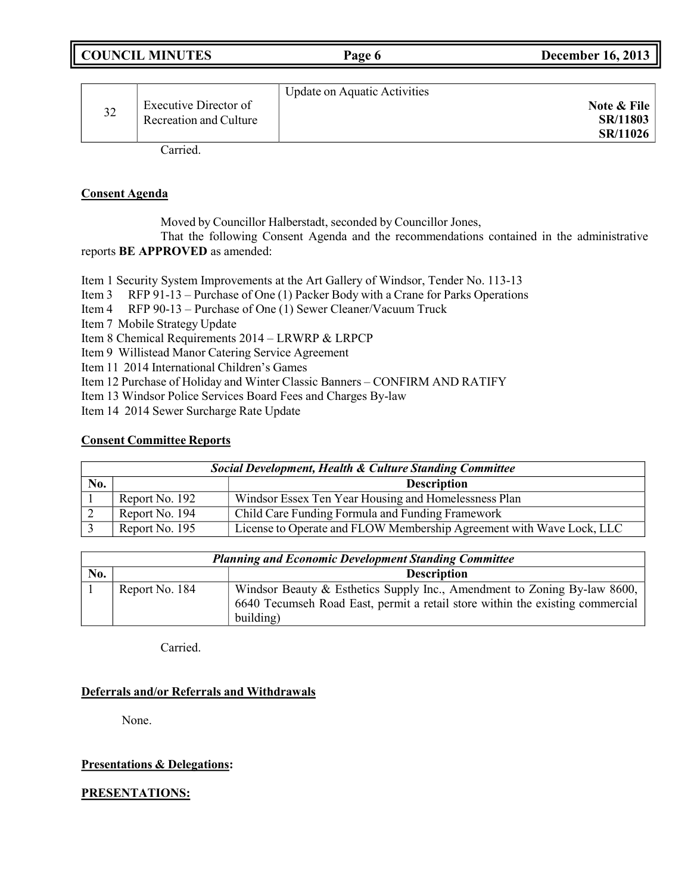| 32 | Executive Director of Recreation and Culture | Update on Aquatic Activities<br>**Note & File**<br>**SR/11803**<br>**SR/11026** |
|---|---|---|

Carried.

**Consent Agenda**

Moved by Councillor Halberstadt, seconded by Councillor Jones,

That the following Consent Agenda and the recommendations contained in the administrative reports **BE APPROVED** as amended:

Item 1 Security System Improvements at the Art Gallery of Windsor, Tender No. 113-13
Item 3 RFP 91-13 – Purchase of One (1) Packer Body with a Crane for Parks Operations
Item 4 RFP 90-13 – Purchase of One (1) Sewer Cleaner/Vacuum Truck
Item 7 Mobile Strategy Update
Item 8 Chemical Requirements 2014 – LRWRP & LRPCP
Item 9 Willistead Manor Catering Service Agreement
Item 11 2014 International Children's Games
Item 12 Purchase of Holiday and Winter Classic Banners – CONFIRM AND RATIFY
Item 13 Windsor Police Services Board Fees and Charges By-law
Item 14 2014 Sewer Surcharge Rate Update

**Consent Committee Reports**

| *Social Development, Health & Culture Standing Committee* | | |
|---|---|---|
| **No.** | | **Description** |
| 1 | Report No. 192 | Windsor Essex Ten Year Housing and Homelessness Plan |
| 2 | Report No. 194 | Child Care Funding Formula and Funding Framework |
| 3 | Report No. 195 | License to Operate and FLOW Membership Agreement with Wave Lock, LLC |

| *Planning and Economic Development Standing Committee* | | |
|---|---|---|
| **No.** | | **Description** |
| 1 | Report No. 184 | Windsor Beauty & Esthetics Supply Inc., Amendment to Zoning By-law 8600, 6640 Tecumseh Road East, permit a retail store within the existing commercial building) |

Carried.

**Deferrals and/or Referrals and Withdrawals**

None.

**Presentations & Delegations:**

**PRESENTATIONS:**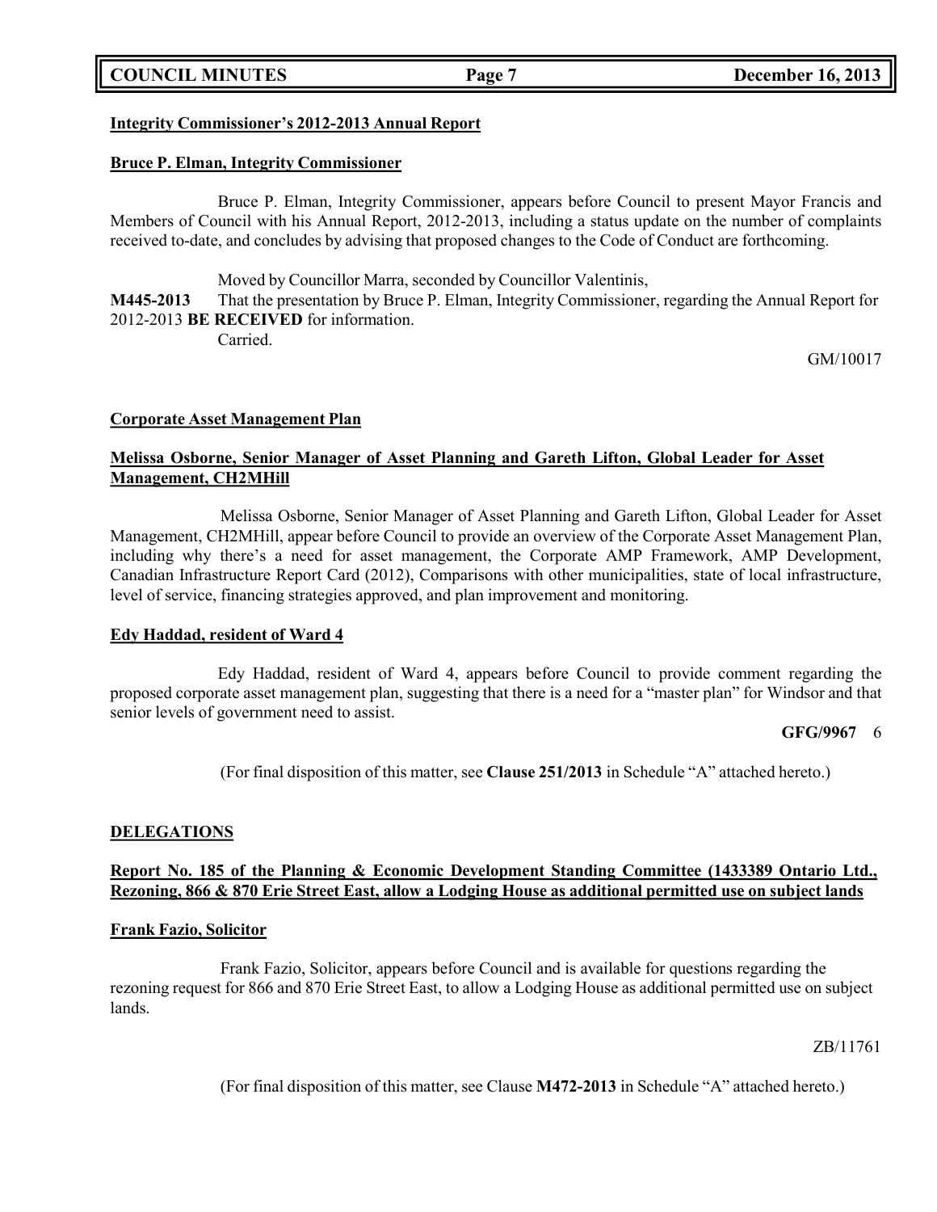**Integrity Commissioner's 2012-2013 Annual Report**

**Bruce P. Elman, Integrity Commissioner**

Bruce P. Elman, Integrity Commissioner, appears before Council to present Mayor Francis and Members of Council with his Annual Report, 2012-2013, including a status update on the number of complaints received to-date, and concludes by advising that proposed changes to the Code of Conduct are forthcoming.

Moved by Councillor Marra, seconded by Councillor Valentinis,

**M445-2013** That the presentation by Bruce P. Elman, Integrity Commissioner, regarding the Annual Report for 2012-2013 **BE RECEIVED** for information.

Carried.

GM/10017

**Corporate Asset Management Plan**

**Melissa Osborne, Senior Manager of Asset Planning and Gareth Lifton, Global Leader for Asset Management, CH2MHill**

Melissa Osborne, Senior Manager of Asset Planning and Gareth Lifton, Global Leader for Asset Management, CH2MHill, appear before Council to provide an overview of the Corporate Asset Management Plan, including why there's a need for asset management, the Corporate AMP Framework, AMP Development, Canadian Infrastructure Report Card (2012), Comparisons with other municipalities, state of local infrastructure, level of service, financing strategies approved, and plan improvement and monitoring.

**Edy Haddad, resident of Ward 4**

Edy Haddad, resident of Ward 4, appears before Council to provide comment regarding the proposed corporate asset management plan, suggesting that there is a need for a "master plan" for Windsor and that senior levels of government need to assist.

**GFG/9967** 6

(For final disposition of this matter, see **Clause 251/2013** in Schedule "A" attached hereto.)

**DELEGATIONS**

**Report No. 185 of the Planning & Economic Development Standing Committee (1433389 Ontario Ltd., Rezoning, 866 & 870 Erie Street East, allow a Lodging House as additional permitted use on subject lands**

**Frank Fazio, Solicitor**

Frank Fazio, Solicitor, appears before Council and is available for questions regarding the rezoning request for 866 and 870 Erie Street East, to allow a Lodging House as additional permitted use on subject lands.

ZB/11761

(For final disposition of this matter, see Clause **M472-2013** in Schedule "A" attached hereto.)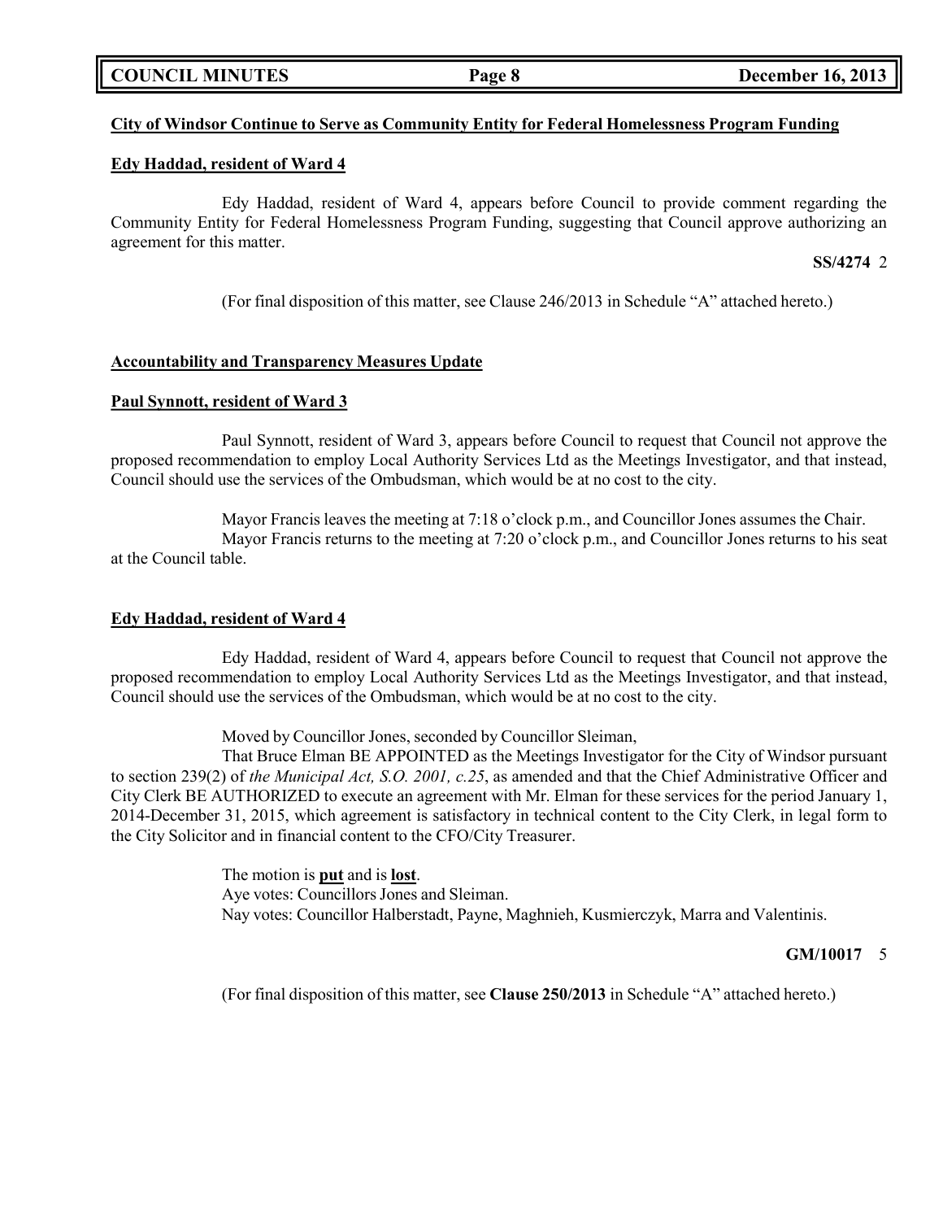**City of Windsor Continue to Serve as Community Entity for Federal Homelessness Program Funding**

**Edy Haddad, resident of Ward 4**

Edy Haddad, resident of Ward 4, appears before Council to provide comment regarding the Community Entity for Federal Homelessness Program Funding, suggesting that Council approve authorizing an agreement for this matter.

**SS/4274** 2

(For final disposition of this matter, see Clause 246/2013 in Schedule "A" attached hereto.)

**Accountability and Transparency Measures Update**

**Paul Synnott, resident of Ward 3**

Paul Synnott, resident of Ward 3, appears before Council to request that Council not approve the proposed recommendation to employ Local Authority Services Ltd as the Meetings Investigator, and that instead, Council should use the services of the Ombudsman, which would be at no cost to the city.

Mayor Francis leaves the meeting at 7:18 o'clock p.m., and Councillor Jones assumes the Chair.
Mayor Francis returns to the meeting at 7:20 o'clock p.m., and Councillor Jones returns to his seat at the Council table.

**Edy Haddad, resident of Ward 4**

Edy Haddad, resident of Ward 4, appears before Council to request that Council not approve the proposed recommendation to employ Local Authority Services Ltd as the Meetings Investigator, and that instead, Council should use the services of the Ombudsman, which would be at no cost to the city.

Moved by Councillor Jones, seconded by Councillor Sleiman,
That Bruce Elman BE APPOINTED as the Meetings Investigator for the City of Windsor pursuant to section 239(2) of *the Municipal Act, S.O. 2001, c.25*, as amended and that the Chief Administrative Officer and City Clerk BE AUTHORIZED to execute an agreement with Mr. Elman for these services for the period January 1, 2014-December 31, 2015, which agreement is satisfactory in technical content to the City Clerk, in legal form to the City Solicitor and in financial content to the CFO/City Treasurer.

The motion is **put** and is **lost**.
Aye votes: Councillors Jones and Sleiman.
Nay votes: Councillor Halberstadt, Payne, Maghnieh, Kusmierczyk, Marra and Valentinis.

**GM/10017** 5

(For final disposition of this matter, see **Clause 250/2013** in Schedule "A" attached hereto.)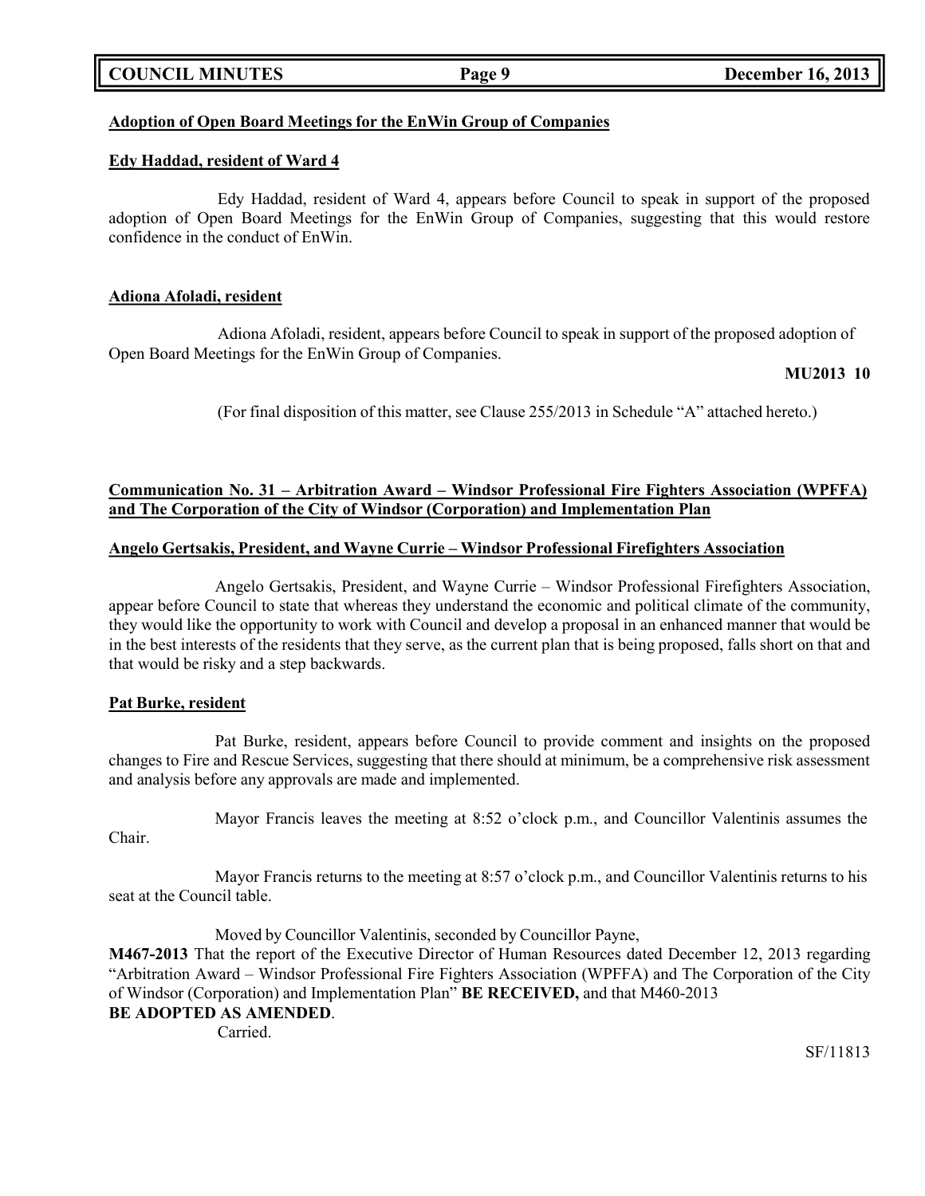**Adoption of Open Board Meetings for the EnWin Group of Companies**

**Edy Haddad, resident of Ward 4**

Edy Haddad, resident of Ward 4, appears before Council to speak in support of the proposed adoption of Open Board Meetings for the EnWin Group of Companies, suggesting that this would restore confidence in the conduct of EnWin.

**Adiona Afoladi, resident**

Adiona Afoladi, resident, appears before Council to speak in support of the proposed adoption of Open Board Meetings for the EnWin Group of Companies.

**MU2013 10**

(For final disposition of this matter, see Clause 255/2013 in Schedule "A" attached hereto.)

**Communication No. 31 – Arbitration Award – Windsor Professional Fire Fighters Association (WPFFA) and The Corporation of the City of Windsor (Corporation) and Implementation Plan**

**Angelo Gertsakis, President, and Wayne Currie – Windsor Professional Firefighters Association**

Angelo Gertsakis, President, and Wayne Currie – Windsor Professional Firefighters Association, appear before Council to state that whereas they understand the economic and political climate of the community, they would like the opportunity to work with Council and develop a proposal in an enhanced manner that would be in the best interests of the residents that they serve, as the current plan that is being proposed, falls short on that and that would be risky and a step backwards.

**Pat Burke, resident**

Pat Burke, resident, appears before Council to provide comment and insights on the proposed changes to Fire and Rescue Services, suggesting that there should at minimum, be a comprehensive risk assessment and analysis before any approvals are made and implemented.

Mayor Francis leaves the meeting at 8:52 o'clock p.m., and Councillor Valentinis assumes the Chair.

Mayor Francis returns to the meeting at 8:57 o'clock p.m., and Councillor Valentinis returns to his seat at the Council table.

Moved by Councillor Valentinis, seconded by Councillor Payne,

**M467-2013** That the report of the Executive Director of Human Resources dated December 12, 2013 regarding "Arbitration Award – Windsor Professional Fire Fighters Association (WPFFA) and The Corporation of the City of Windsor (Corporation) and Implementation Plan" **BE RECEIVED,** and that M460-2013 **BE ADOPTED AS AMENDED**.

Carried.

SF/11813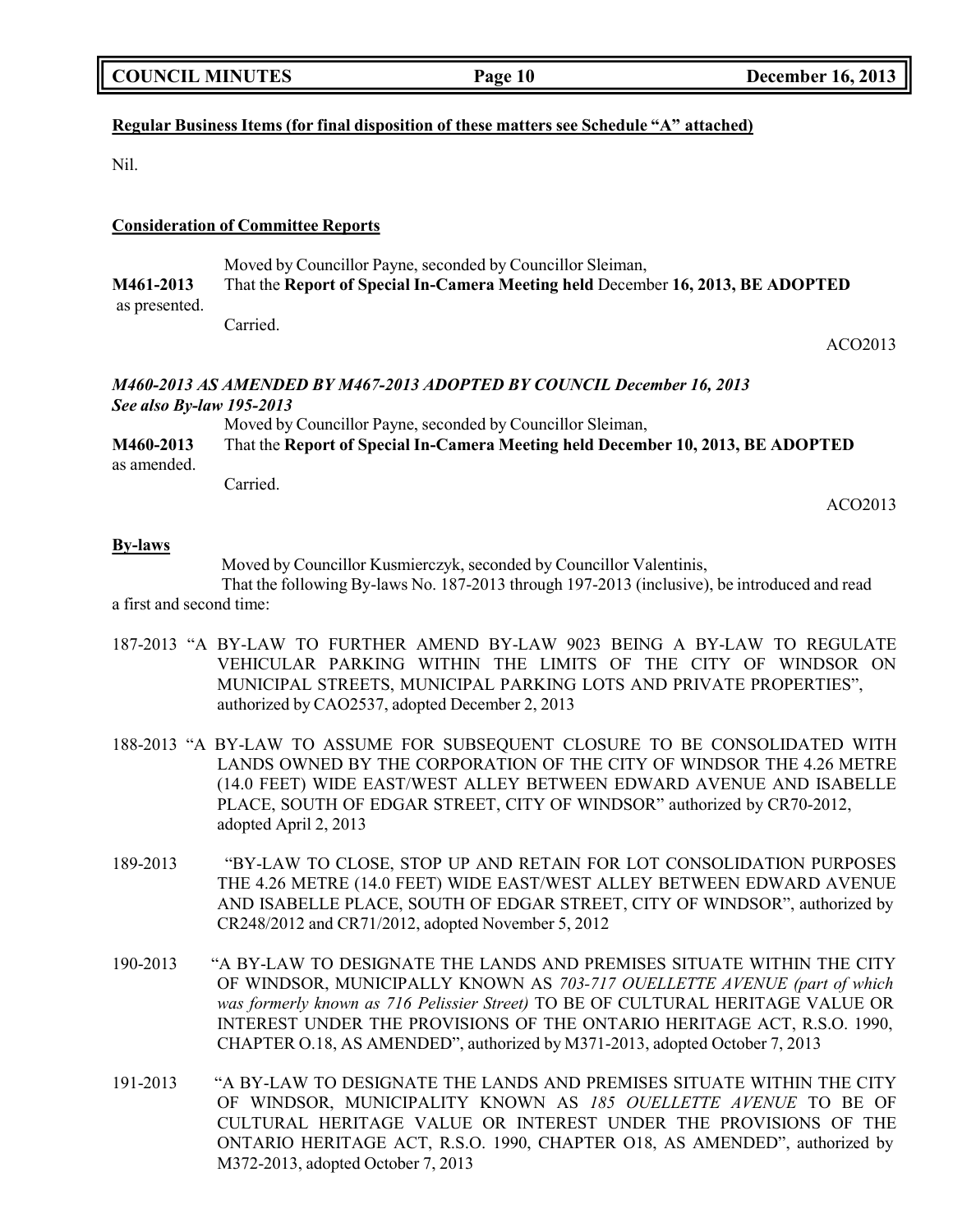**Regular Business Items (for final disposition of these matters see Schedule "A" attached)**

Nil.

**Consideration of Committee Reports**

Moved by Councillor Payne, seconded by Councillor Sleiman,

**M461-2013** That the **Report of Special In-Camera Meeting held** December **16, 2013, BE ADOPTED** as presented.

Carried.

ACO2013

***M460-2013 AS AMENDED BY M467-2013 ADOPTED BY COUNCIL December 16, 2013***
***See also By-law 195-2013***

Moved by Councillor Payne, seconded by Councillor Sleiman,

**M460-2013** That the **Report of Special In-Camera Meeting held December 10, 2013, BE ADOPTED** as amended.

Carried.

ACO2013

**By-laws**

Moved by Councillor Kusmierczyk, seconded by Councillor Valentinis,

That the following By-laws No. 187-2013 through 197-2013 (inclusive), be introduced and read a first and second time:

187-2013 "A BY-LAW TO FURTHER AMEND BY-LAW 9023 BEING A BY-LAW TO REGULATE VEHICULAR PARKING WITHIN THE LIMITS OF THE CITY OF WINDSOR ON MUNICIPAL STREETS, MUNICIPAL PARKING LOTS AND PRIVATE PROPERTIES", authorized by CAO2537, adopted December 2, 2013

188-2013 "A BY-LAW TO ASSUME FOR SUBSEQUENT CLOSURE TO BE CONSOLIDATED WITH LANDS OWNED BY THE CORPORATION OF THE CITY OF WINDSOR THE 4.26 METRE (14.0 FEET) WIDE EAST/WEST ALLEY BETWEEN EDWARD AVENUE AND ISABELLE PLACE, SOUTH OF EDGAR STREET, CITY OF WINDSOR" authorized by CR70-2012, adopted April 2, 2013

189-2013 "BY-LAW TO CLOSE, STOP UP AND RETAIN FOR LOT CONSOLIDATION PURPOSES THE 4.26 METRE (14.0 FEET) WIDE EAST/WEST ALLEY BETWEEN EDWARD AVENUE AND ISABELLE PLACE, SOUTH OF EDGAR STREET, CITY OF WINDSOR", authorized by CR248/2012 and CR71/2012, adopted November 5, 2012

190-2013 "A BY-LAW TO DESIGNATE THE LANDS AND PREMISES SITUATE WITHIN THE CITY OF WINDSOR, MUNICIPALLY KNOWN AS *703-717 OUELLETTE AVENUE (part of which was formerly known as 716 Pelissier Street)* TO BE OF CULTURAL HERITAGE VALUE OR INTEREST UNDER THE PROVISIONS OF THE ONTARIO HERITAGE ACT, R.S.O. 1990, CHAPTER O.18, AS AMENDED", authorized by M371-2013, adopted October 7, 2013

191-2013 "A BY-LAW TO DESIGNATE THE LANDS AND PREMISES SITUATE WITHIN THE CITY OF WINDSOR, MUNICIPALITY KNOWN AS *185 OUELLETTE AVENUE* TO BE OF CULTURAL HERITAGE VALUE OR INTEREST UNDER THE PROVISIONS OF THE ONTARIO HERITAGE ACT, R.S.O. 1990, CHAPTER O18, AS AMENDED", authorized by M372-2013, adopted October 7, 2013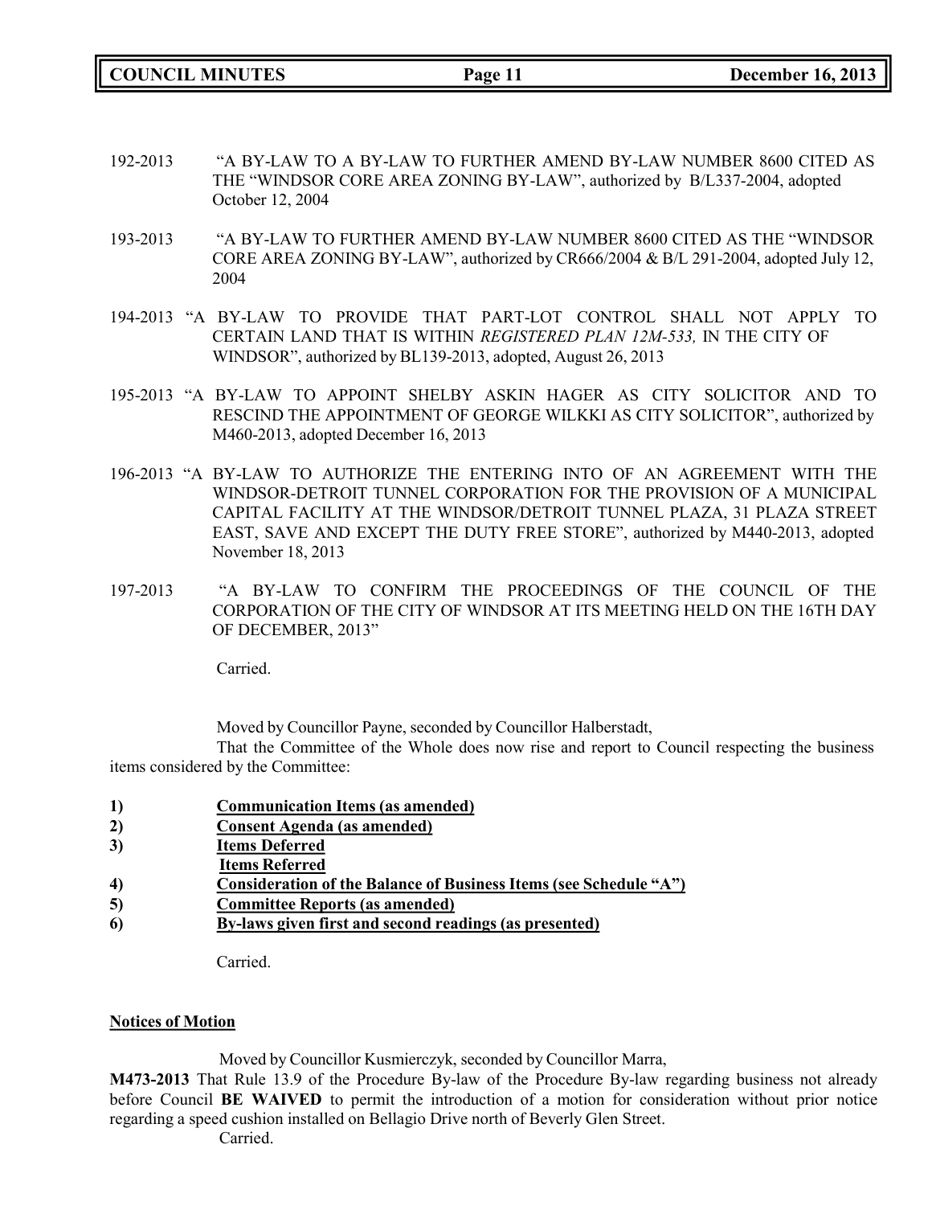192-2013 "A BY-LAW TO A BY-LAW TO FURTHER AMEND BY-LAW NUMBER 8600 CITED AS THE "WINDSOR CORE AREA ZONING BY-LAW", authorized by B/L337-2004, adopted October 12, 2004

193-2013 "A BY-LAW TO FURTHER AMEND BY-LAW NUMBER 8600 CITED AS THE "WINDSOR CORE AREA ZONING BY-LAW", authorized by CR666/2004 & B/L 291-2004, adopted July 12, 2004

194-2013 "A BY-LAW TO PROVIDE THAT PART-LOT CONTROL SHALL NOT APPLY TO CERTAIN LAND THAT IS WITHIN *REGISTERED PLAN 12M-533,* IN THE CITY OF WINDSOR", authorized by BL139-2013, adopted, August 26, 2013

195-2013 "A BY-LAW TO APPOINT SHELBY ASKIN HAGER AS CITY SOLICITOR AND TO RESCIND THE APPOINTMENT OF GEORGE WILKKI AS CITY SOLICITOR", authorized by M460-2013, adopted December 16, 2013

196-2013 "A BY-LAW TO AUTHORIZE THE ENTERING INTO OF AN AGREEMENT WITH THE WINDSOR-DETROIT TUNNEL CORPORATION FOR THE PROVISION OF A MUNICIPAL CAPITAL FACILITY AT THE WINDSOR/DETROIT TUNNEL PLAZA, 31 PLAZA STREET EAST, SAVE AND EXCEPT THE DUTY FREE STORE", authorized by M440-2013, adopted November 18, 2013

197-2013 "A BY-LAW TO CONFIRM THE PROCEEDINGS OF THE COUNCIL OF THE CORPORATION OF THE CITY OF WINDSOR AT ITS MEETING HELD ON THE 16TH DAY OF DECEMBER, 2013"

Carried.

Moved by Councillor Payne, seconded by Councillor Halberstadt,

That the Committee of the Whole does now rise and report to Council respecting the business items considered by the Committee:

1) **Communication Items (as amended)**
2) **Consent Agenda (as amended)**
3) **Items Deferred**
   **Items Referred**
4) **Consideration of the Balance of Business Items (see Schedule "A")**
5) **Committee Reports (as amended)**
6) **By-laws given first and second readings (as presented)**

Carried.

**Notices of Motion**

Moved by Councillor Kusmierczyk, seconded by Councillor Marra,

**M473-2013** That Rule 13.9 of the Procedure By-law of the Procedure By-law regarding business not already before Council **BE WAIVED** to permit the introduction of a motion for consideration without prior notice regarding a speed cushion installed on Bellagio Drive north of Beverly Glen Street.

Carried.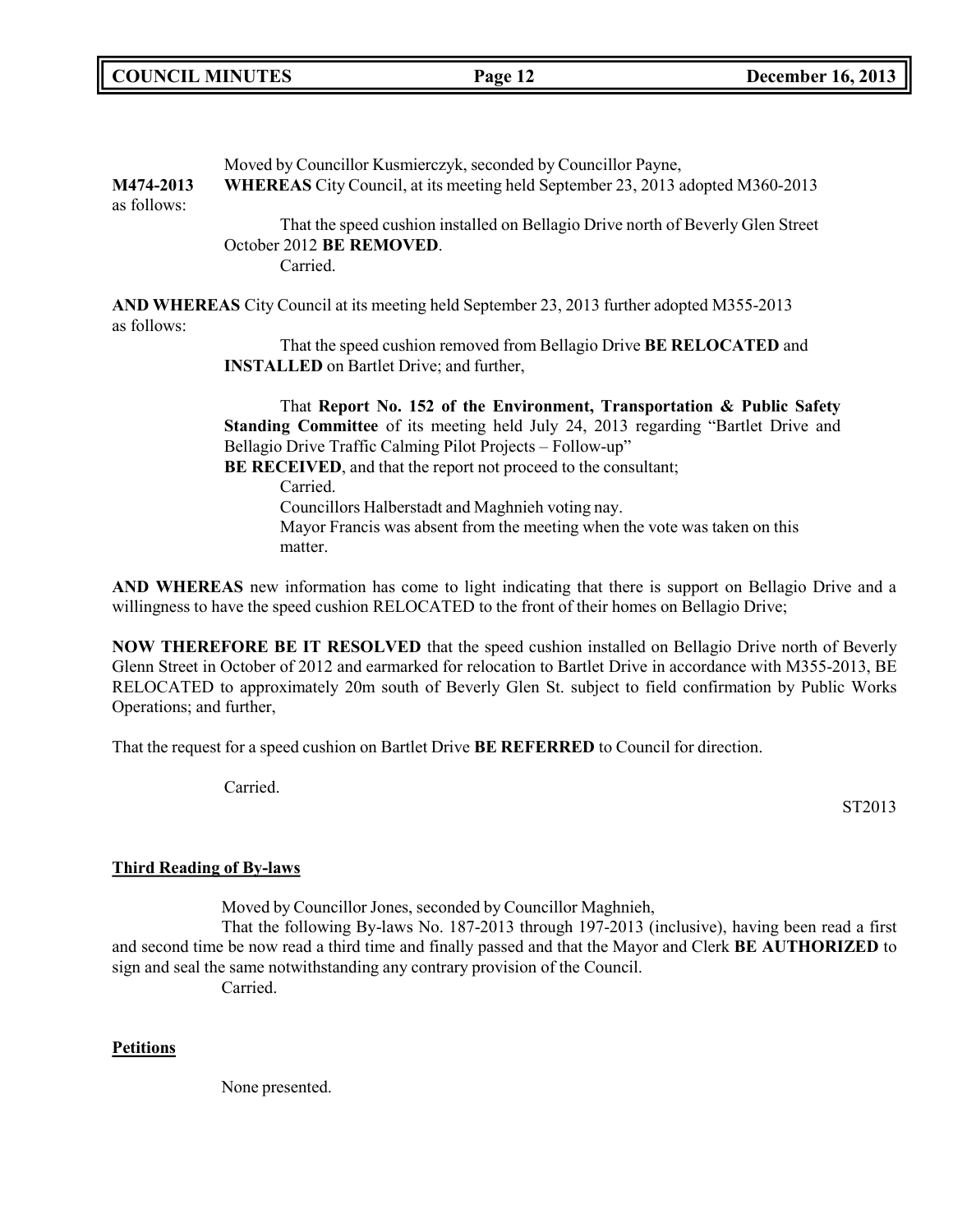Moved by Councillor Kusmierczyk, seconded by Councillor Payne,

**M474-2013** **WHEREAS** City Council, at its meeting held September 23, 2013 adopted M360-2013 as follows:

That the speed cushion installed on Bellagio Drive north of Beverly Glen Street October 2012 **BE REMOVED**.

Carried.

**AND WHEREAS** City Council at its meeting held September 23, 2013 further adopted M355-2013 as follows:

That the speed cushion removed from Bellagio Drive **BE RELOCATED** and **INSTALLED** on Bartlet Drive; and further,

That **Report No. 152 of the Environment, Transportation & Public Safety Standing Committee** of its meeting held July 24, 2013 regarding "Bartlet Drive and Bellagio Drive Traffic Calming Pilot Projects – Follow-up"
**BE RECEIVED**, and that the report not proceed to the consultant;

Carried.

Councillors Halberstadt and Maghnieh voting nay.

Mayor Francis was absent from the meeting when the vote was taken on this matter.

**AND WHEREAS** new information has come to light indicating that there is support on Bellagio Drive and a willingness to have the speed cushion RELOCATED to the front of their homes on Bellagio Drive;

**NOW THEREFORE BE IT RESOLVED** that the speed cushion installed on Bellagio Drive north of Beverly Glenn Street in October of 2012 and earmarked for relocation to Bartlet Drive in accordance with M355-2013, BE RELOCATED to approximately 20m south of Beverly Glen St. subject to field confirmation by Public Works Operations; and further,

That the request for a speed cushion on Bartlet Drive **BE REFERRED** to Council for direction.

Carried.

ST2013

## Third Reading of By-laws

Moved by Councillor Jones, seconded by Councillor Maghnieh,

That the following By-laws No. 187-2013 through 197-2013 (inclusive), having been read a first and second time be now read a third time and finally passed and that the Mayor and Clerk **BE AUTHORIZED** to sign and seal the same notwithstanding any contrary provision of the Council.

Carried.

## Petitions

None presented.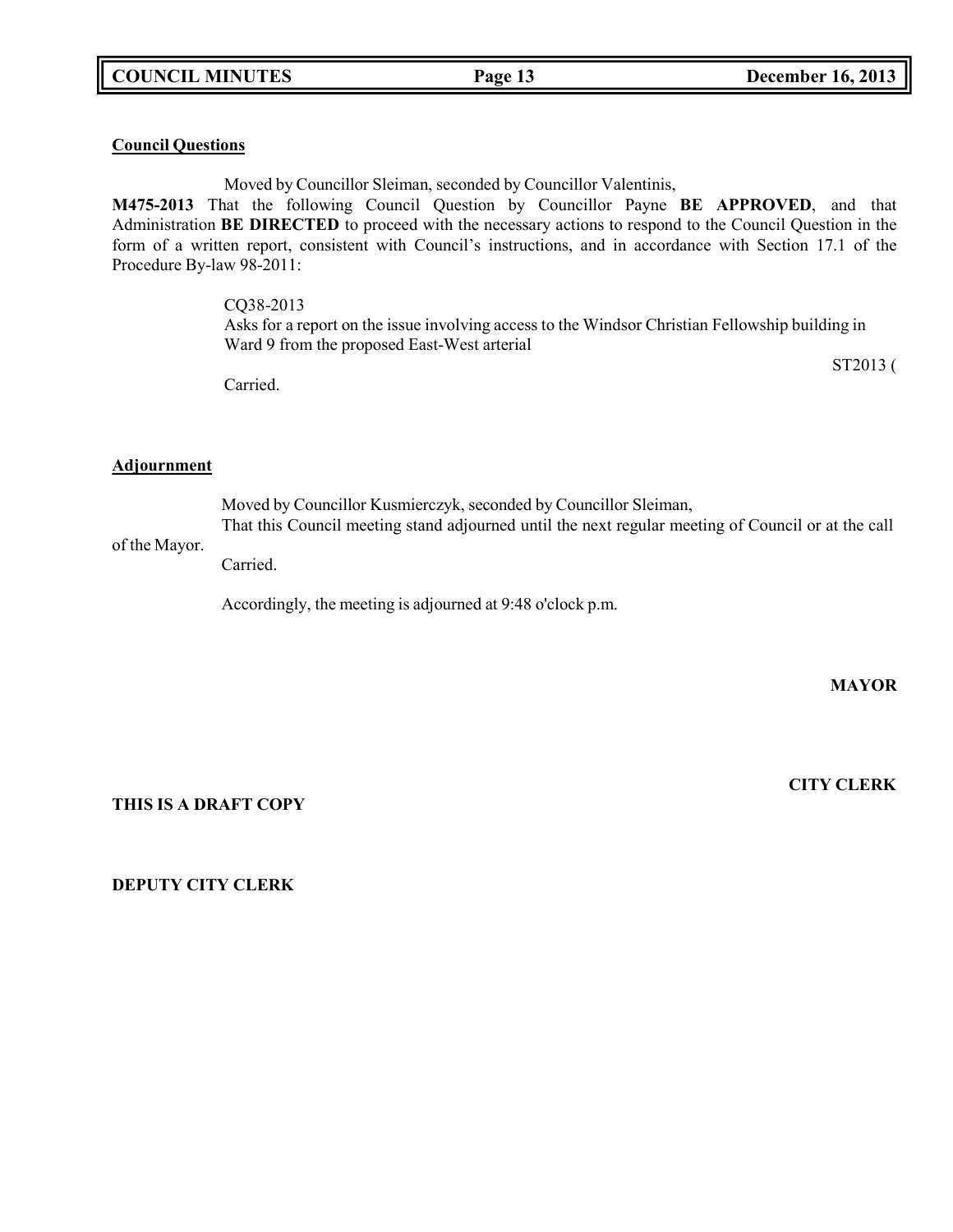**Council Questions**

Moved by Councillor Sleiman, seconded by Councillor Valentinis,

**M475-2013** That the following Council Question by Councillor Payne **BE APPROVED**, and that Administration **BE DIRECTED** to proceed with the necessary actions to respond to the Council Question in the form of a written report, consistent with Council's instructions, and in accordance with Section 17.1 of the Procedure By-law 98-2011:

CQ38-2013
Asks for a report on the issue involving access to the Windsor Christian Fellowship building in Ward 9 from the proposed East-West arterial

ST2013 (

Carried.

**Adjournment**

Moved by Councillor Kusmierczyk, seconded by Councillor Sleiman,
That this Council meeting stand adjourned until the next regular meeting of Council or at the call of the Mayor.

Carried.

Accordingly, the meeting is adjourned at 9:48 o'clock p.m.

**MAYOR**

**CITY CLERK**

**THIS IS A DRAFT COPY**

**DEPUTY CITY CLERK**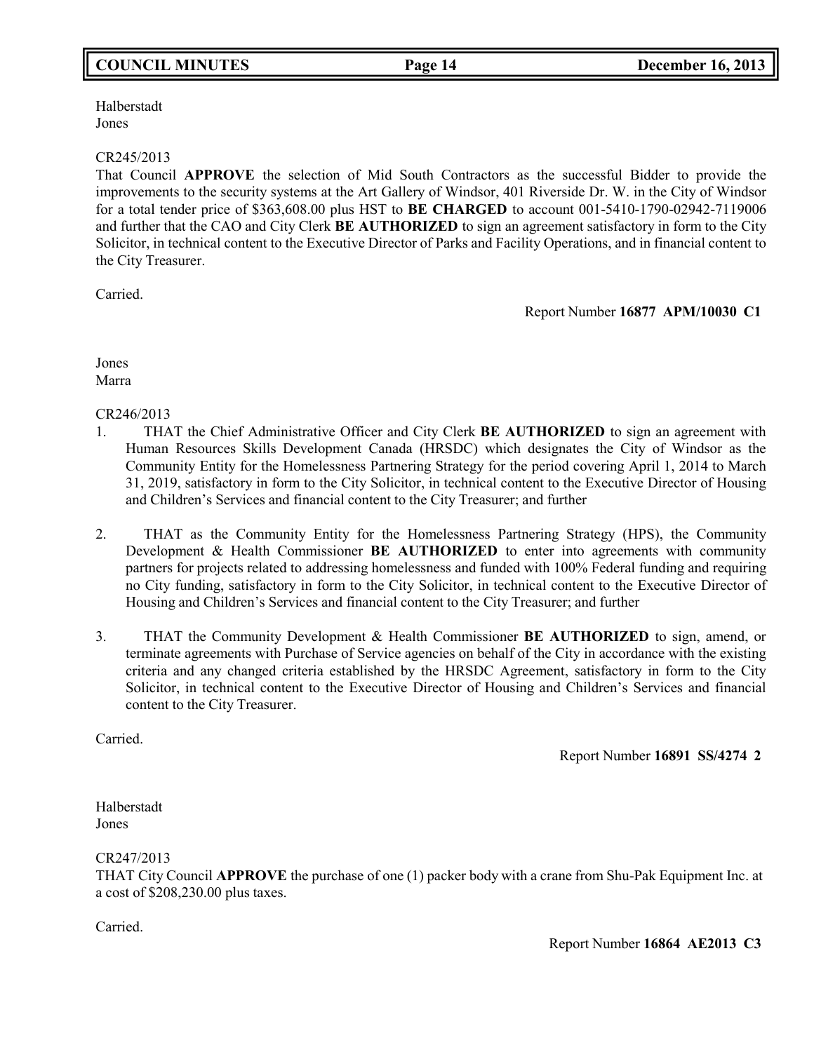Halberstadt
Jones

CR245/2013
That Council **APPROVE** the selection of Mid South Contractors as the successful Bidder to provide the improvements to the security systems at the Art Gallery of Windsor, 401 Riverside Dr. W. in the City of Windsor for a total tender price of $363,608.00 plus HST to **BE CHARGED** to account 001-5410-1790-02942-7119006 and further that the CAO and City Clerk **BE AUTHORIZED** to sign an agreement satisfactory in form to the City Solicitor, in technical content to the Executive Director of Parks and Facility Operations, and in financial content to the City Treasurer.

Carried.

Report Number **16877 APM/10030 C1**

Jones
Marra

CR246/2013

1. THAT the Chief Administrative Officer and City Clerk **BE AUTHORIZED** to sign an agreement with Human Resources Skills Development Canada (HRSDC) which designates the City of Windsor as the Community Entity for the Homelessness Partnering Strategy for the period covering April 1, 2014 to March 31, 2019, satisfactory in form to the City Solicitor, in technical content to the Executive Director of Housing and Children's Services and financial content to the City Treasurer; and further

2. THAT as the Community Entity for the Homelessness Partnering Strategy (HPS), the Community Development & Health Commissioner **BE AUTHORIZED** to enter into agreements with community partners for projects related to addressing homelessness and funded with 100% Federal funding and requiring no City funding, satisfactory in form to the City Solicitor, in technical content to the Executive Director of Housing and Children's Services and financial content to the City Treasurer; and further

3. THAT the Community Development & Health Commissioner **BE AUTHORIZED** to sign, amend, or terminate agreements with Purchase of Service agencies on behalf of the City in accordance with the existing criteria and any changed criteria established by the HRSDC Agreement, satisfactory in form to the City Solicitor, in technical content to the Executive Director of Housing and Children's Services and financial content to the City Treasurer.

Carried.

Report Number **16891 SS/4274 2**

Halberstadt
Jones

CR247/2013
THAT City Council **APPROVE** the purchase of one (1) packer body with a crane from Shu-Pak Equipment Inc. at a cost of $208,230.00 plus taxes.

Carried.

Report Number **16864 AE2013 C3**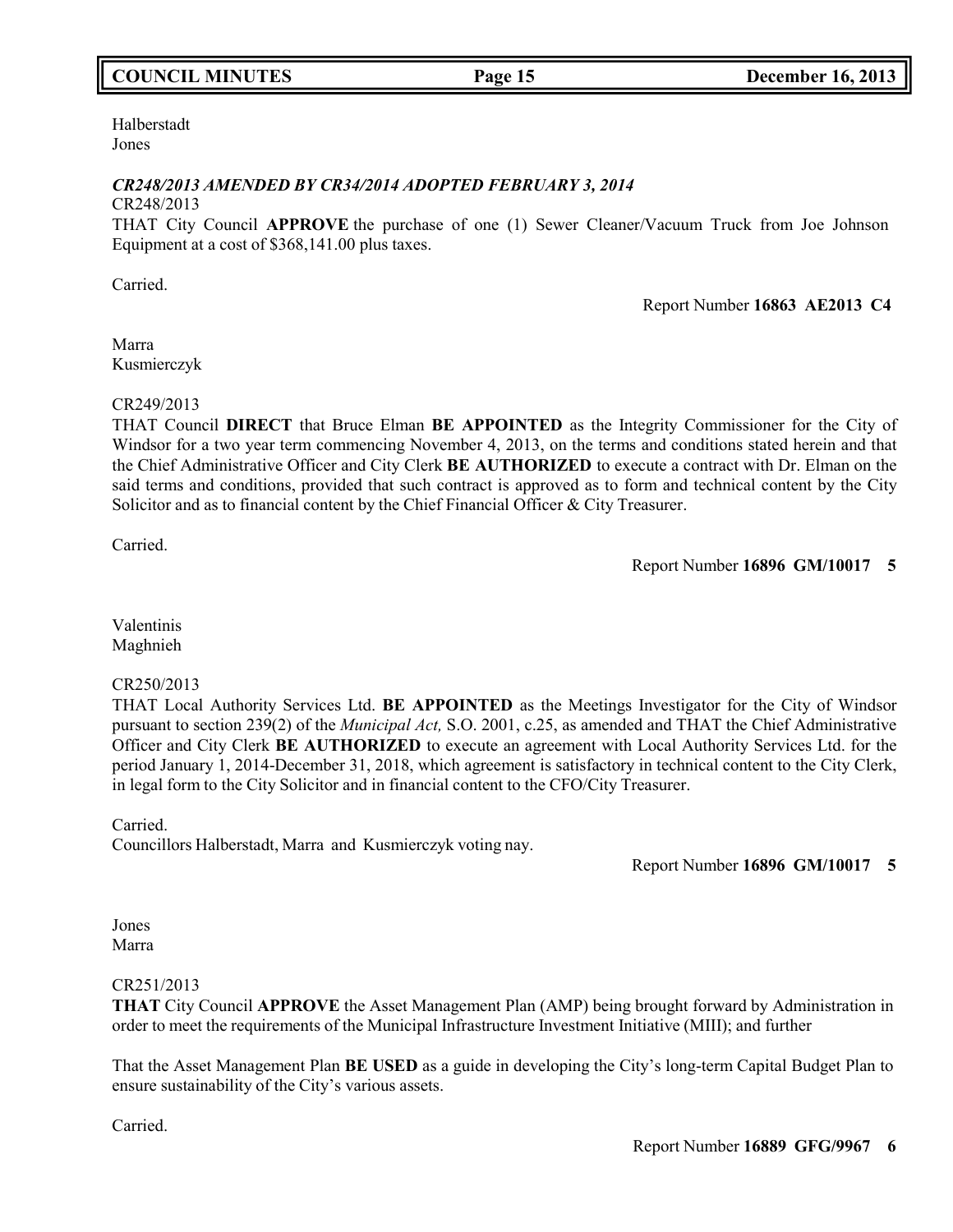Halberstadt
Jones

***CR248/2013 AMENDED BY CR34/2014 ADOPTED FEBRUARY 3, 2014***
CR248/2013
THAT City Council **APPROVE** the purchase of one (1) Sewer Cleaner/Vacuum Truck from Joe Johnson Equipment at a cost of $368,141.00 plus taxes.

Carried.

Report Number **16863 AE2013 C4**

Marra
Kusmierczyk

CR249/2013
THAT Council **DIRECT** that Bruce Elman **BE APPOINTED** as the Integrity Commissioner for the City of Windsor for a two year term commencing November 4, 2013, on the terms and conditions stated herein and that the Chief Administrative Officer and City Clerk **BE AUTHORIZED** to execute a contract with Dr. Elman on the said terms and conditions, provided that such contract is approved as to form and technical content by the City Solicitor and as to financial content by the Chief Financial Officer & City Treasurer.

Carried.

Report Number **16896 GM/10017 5**

Valentinis
Maghnieh

CR250/2013
THAT Local Authority Services Ltd. **BE APPOINTED** as the Meetings Investigator for the City of Windsor pursuant to section 239(2) of the *Municipal Act,* S.O. 2001, c.25, as amended and THAT the Chief Administrative Officer and City Clerk **BE AUTHORIZED** to execute an agreement with Local Authority Services Ltd. for the period January 1, 2014-December 31, 2018, which agreement is satisfactory in technical content to the City Clerk, in legal form to the City Solicitor and in financial content to the CFO/City Treasurer.

Carried.
Councillors Halberstadt, Marra and Kusmierczyk voting nay.

Report Number **16896 GM/10017 5**

Jones
Marra

CR251/2013
**THAT** City Council **APPROVE** the Asset Management Plan (AMP) being brought forward by Administration in order to meet the requirements of the Municipal Infrastructure Investment Initiative (MIII); and further

That the Asset Management Plan **BE USED** as a guide in developing the City's long-term Capital Budget Plan to ensure sustainability of the City's various assets.

Carried.

Report Number **16889 GFG/9967 6**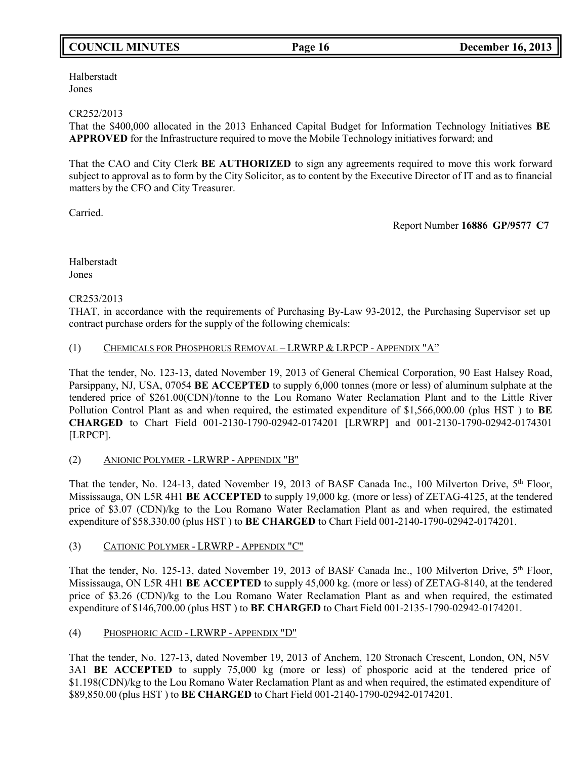Halberstadt
Jones

CR252/2013
That the $400,000 allocated in the 2013 Enhanced Capital Budget for Information Technology Initiatives **BE APPROVED** for the Infrastructure required to move the Mobile Technology initiatives forward; and

That the CAO and City Clerk **BE AUTHORIZED** to sign any agreements required to move this work forward subject to approval as to form by the City Solicitor, as to content by the Executive Director of IT and as to financial matters by the CFO and City Treasurer.

Carried.

Report Number **16886 GP/9577 C7**

Halberstadt
Jones

CR253/2013
THAT, in accordance with the requirements of Purchasing By-Law 93-2012, the Purchasing Supervisor set up contract purchase orders for the supply of the following chemicals:

(1) CHEMICALS FOR PHOSPHORUS REMOVAL – LRWRP & LRPCP - APPENDIX "A"

That the tender, No. 123-13, dated November 19, 2013 of General Chemical Corporation, 90 East Halsey Road, Parsippany, NJ, USA, 07054 **BE ACCEPTED** to supply 6,000 tonnes (more or less) of aluminum sulphate at the tendered price of $261.00(CDN)/tonne to the Lou Romano Water Reclamation Plant and to the Little River Pollution Control Plant as and when required, the estimated expenditure of $1,566,000.00 (plus HST ) to **BE CHARGED** to Chart Field 001-2130-1790-02942-0174201 [LRWRP] and 001-2130-1790-02942-0174301 [LRPCP].

(2) ANIONIC POLYMER - LRWRP - APPENDIX "B"

That the tender, No. 124-13, dated November 19, 2013 of BASF Canada Inc., 100 Milverton Drive, 5th Floor, Mississauga, ON L5R 4H1 **BE ACCEPTED** to supply 19,000 kg. (more or less) of ZETAG-4125, at the tendered price of $3.07 (CDN)/kg to the Lou Romano Water Reclamation Plant as and when required, the estimated expenditure of $58,330.00 (plus HST ) to **BE CHARGED** to Chart Field 001-2140-1790-02942-0174201.

(3) CATIONIC POLYMER - LRWRP - APPENDIX "C"

That the tender, No. 125-13, dated November 19, 2013 of BASF Canada Inc., 100 Milverton Drive, 5th Floor, Mississauga, ON L5R 4H1 **BE ACCEPTED** to supply 45,000 kg. (more or less) of ZETAG-8140, at the tendered price of $3.26 (CDN)/kg to the Lou Romano Water Reclamation Plant as and when required, the estimated expenditure of $146,700.00 (plus HST ) to **BE CHARGED** to Chart Field 001-2135-1790-02942-0174201.

(4) PHOSPHORIC ACID - LRWRP - APPENDIX "D"

That the tender, No. 127-13, dated November 19, 2013 of Anchem, 120 Stronach Crescent, London, ON, N5V 3A1 **BE ACCEPTED** to supply 75,000 kg (more or less) of phosporic acid at the tendered price of $1.198(CDN)/kg to the Lou Romano Water Reclamation Plant as and when required, the estimated expenditure of $89,850.00 (plus HST ) to **BE CHARGED** to Chart Field 001-2140-1790-02942-0174201.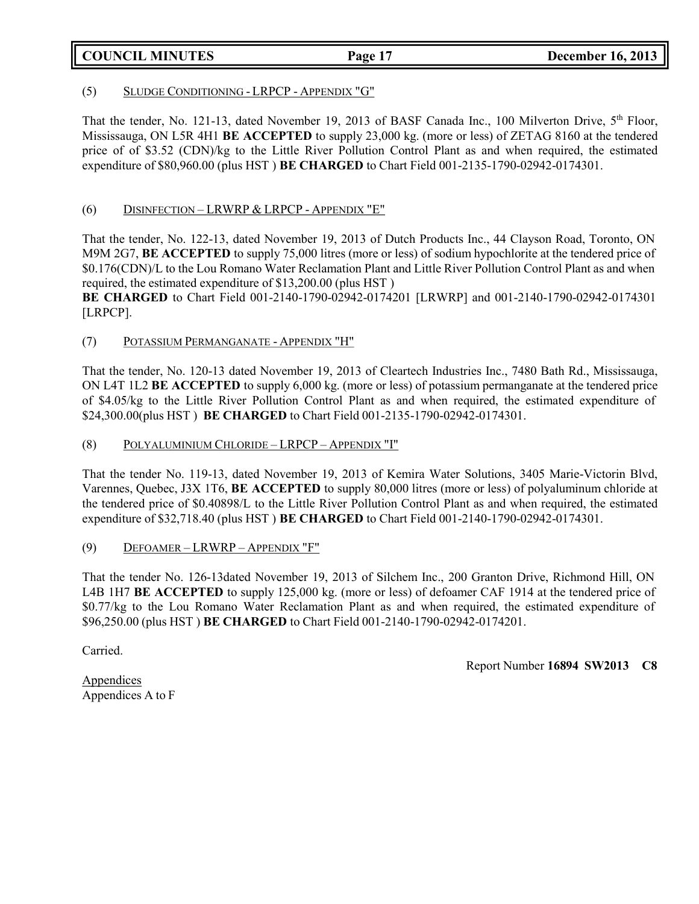(5) SLUDGE CONDITIONING - LRPCP - APPENDIX "G"

That the tender, No. 121-13, dated November 19, 2013 of BASF Canada Inc., 100 Milverton Drive, 5th Floor, Mississauga, ON L5R 4H1 **BE ACCEPTED** to supply 23,000 kg. (more or less) of ZETAG 8160 at the tendered price of of $3.52 (CDN)/kg to the Little River Pollution Control Plant as and when required, the estimated expenditure of $80,960.00 (plus HST ) **BE CHARGED** to Chart Field 001-2135-1790-02942-0174301.

(6) DISINFECTION – LRWRP & LRPCP - APPENDIX "E"

That the tender, No. 122-13, dated November 19, 2013 of Dutch Products Inc., 44 Clayson Road, Toronto, ON M9M 2G7, **BE ACCEPTED** to supply 75,000 litres (more or less) of sodium hypochlorite at the tendered price of $0.176(CDN)/L to the Lou Romano Water Reclamation Plant and Little River Pollution Control Plant as and when required, the estimated expenditure of $13,200.00 (plus HST )
**BE CHARGED** to Chart Field 001-2140-1790-02942-0174201 [LRWRP] and 001-2140-1790-02942-0174301 [LRPCP].

(7) POTASSIUM PERMANGANATE - APPENDIX "H"

That the tender, No. 120-13 dated November 19, 2013 of Cleartech Industries Inc., 7480 Bath Rd., Mississauga, ON L4T 1L2 **BE ACCEPTED** to supply 6,000 kg. (more or less) of potassium permanganate at the tendered price of $4.05/kg to the Little River Pollution Control Plant as and when required, the estimated expenditure of $24,300.00(plus HST ) **BE CHARGED** to Chart Field 001-2135-1790-02942-0174301.

(8) POLYALUMINIUM CHLORIDE – LRPCP – APPENDIX "I"

That the tender No. 119-13, dated November 19, 2013 of Kemira Water Solutions, 3405 Marie-Victorin Blvd, Varennes, Quebec, J3X 1T6, **BE ACCEPTED** to supply 80,000 litres (more or less) of polyaluminum chloride at the tendered price of $0.40898/L to the Little River Pollution Control Plant as and when required, the estimated expenditure of $32,718.40 (plus HST ) **BE CHARGED** to Chart Field 001-2140-1790-02942-0174301.

(9) DEFOAMER – LRWRP – APPENDIX "F"

That the tender No. 126-13dated November 19, 2013 of Silchem Inc., 200 Granton Drive, Richmond Hill, ON L4B 1H7 **BE ACCEPTED** to supply 125,000 kg. (more or less) of defoamer CAF 1914 at the tendered price of $0.77/kg to the Lou Romano Water Reclamation Plant as and when required, the estimated expenditure of $96,250.00 (plus HST ) **BE CHARGED** to Chart Field 001-2140-1790-02942-0174201.

Carried.

Report Number **16894 SW2013 C8**

Appendices
Appendices A to F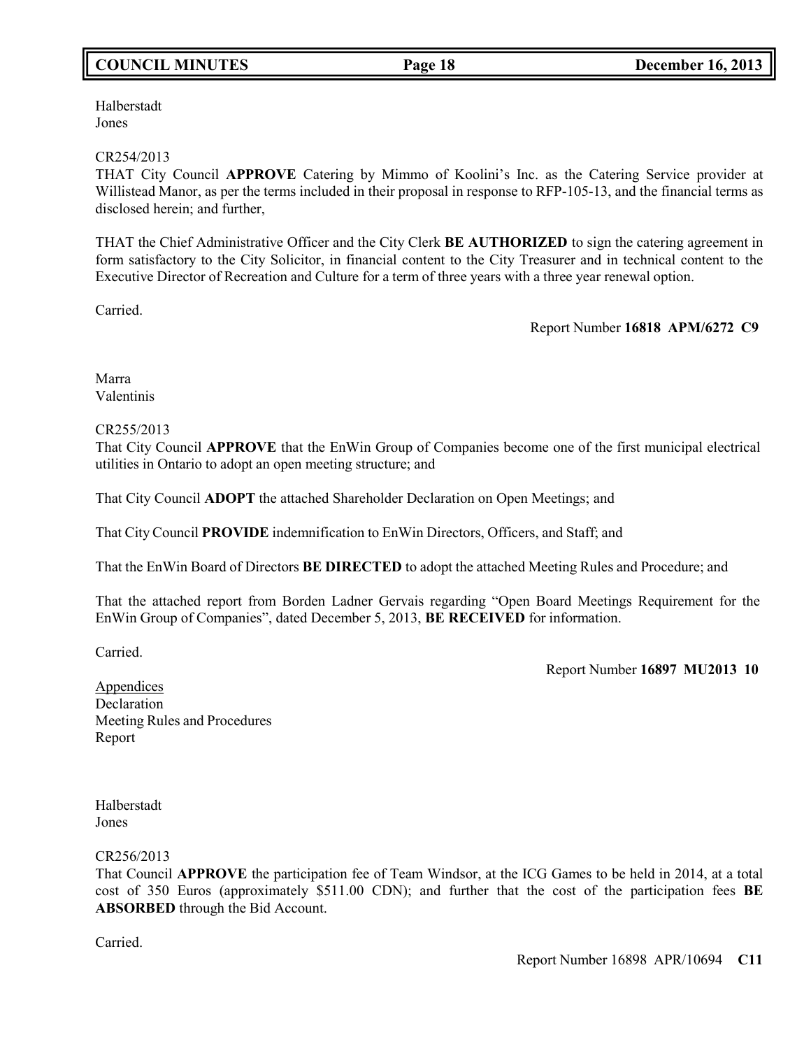Halberstadt
Jones

CR254/2013
THAT City Council **APPROVE** Catering by Mimmo of Koolini's Inc. as the Catering Service provider at Willistead Manor, as per the terms included in their proposal in response to RFP-105-13, and the financial terms as disclosed herein; and further,

THAT the Chief Administrative Officer and the City Clerk **BE AUTHORIZED** to sign the catering agreement in form satisfactory to the City Solicitor, in financial content to the City Treasurer and in technical content to the Executive Director of Recreation and Culture for a term of three years with a three year renewal option.

Carried.

Report Number **16818 APM/6272 C9**

Marra
Valentinis

CR255/2013
That City Council **APPROVE** that the EnWin Group of Companies become one of the first municipal electrical utilities in Ontario to adopt an open meeting structure; and

That City Council **ADOPT** the attached Shareholder Declaration on Open Meetings; and

That City Council **PROVIDE** indemnification to EnWin Directors, Officers, and Staff; and

That the EnWin Board of Directors **BE DIRECTED** to adopt the attached Meeting Rules and Procedure; and

That the attached report from Borden Ladner Gervais regarding "Open Board Meetings Requirement for the EnWin Group of Companies", dated December 5, 2013, **BE RECEIVED** for information.

Carried.

Report Number **16897 MU2013 10**

Appendices
Declaration
Meeting Rules and Procedures
Report

Halberstadt
Jones

CR256/2013
That Council **APPROVE** the participation fee of Team Windsor, at the ICG Games to be held in 2014, at a total cost of 350 Euros (approximately $511.00 CDN); and further that the cost of the participation fees **BE ABSORBED** through the Bid Account.

Carried.

Report Number 16898 APR/10694 **C11**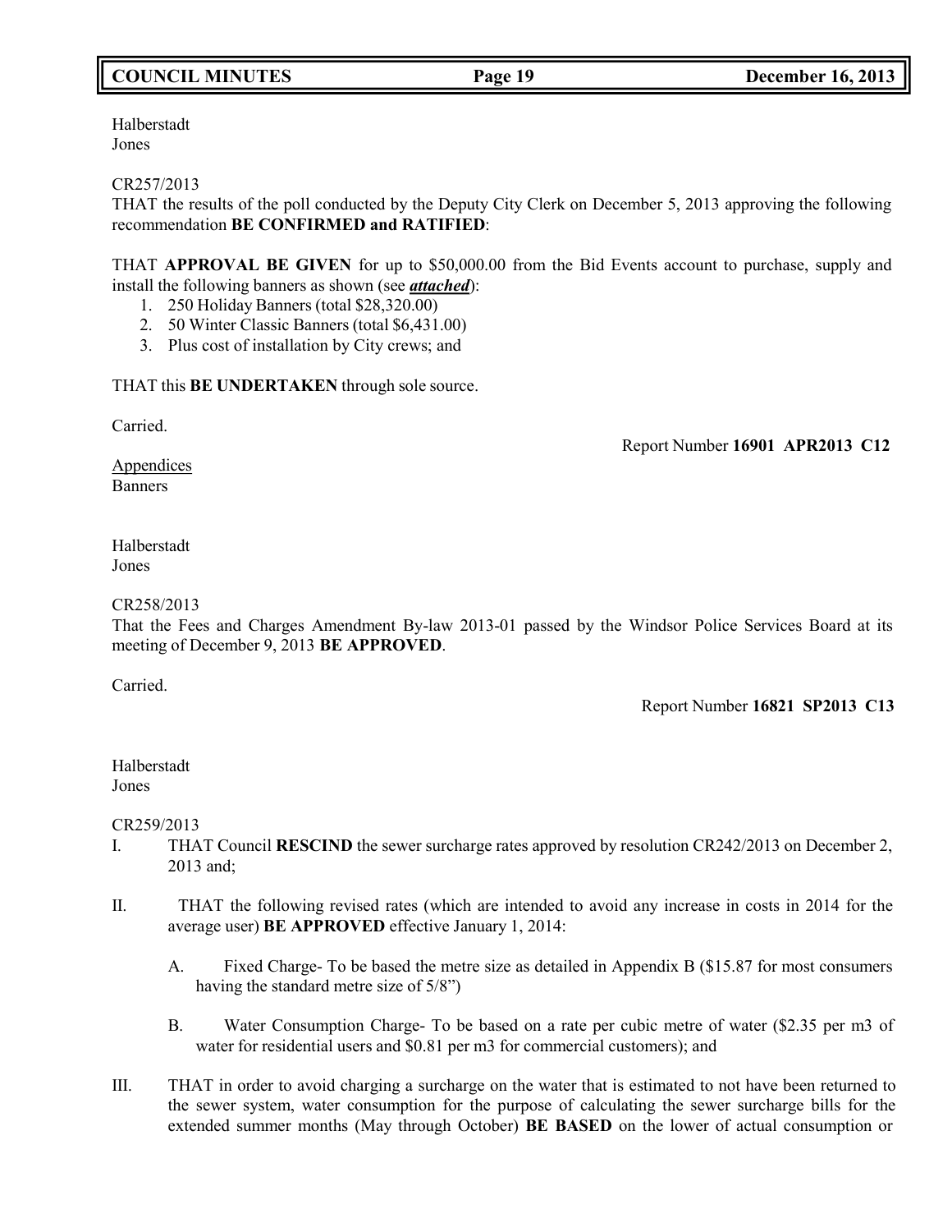Halberstadt
Jones

CR257/2013
THAT the results of the poll conducted by the Deputy City Clerk on December 5, 2013 approving the following recommendation **BE CONFIRMED and RATIFIED**:

THAT **APPROVAL BE GIVEN** for up to $50,000.00 from the Bid Events account to purchase, supply and install the following banners as shown (see ***attached***):

1. 250 Holiday Banners (total $28,320.00)
2. 50 Winter Classic Banners (total $6,431.00)
3. Plus cost of installation by City crews; and

THAT this **BE UNDERTAKEN** through sole source.

Carried.

Report Number **16901 APR2013 C12**

Appendices
Banners

Halberstadt
Jones

CR258/2013
That the Fees and Charges Amendment By-law 2013-01 passed by the Windsor Police Services Board at its meeting of December 9, 2013 **BE APPROVED**.

Carried.

Report Number **16821 SP2013 C13**

Halberstadt
Jones

CR259/2013

I. THAT Council **RESCIND** the sewer surcharge rates approved by resolution CR242/2013 on December 2, 2013 and;

II. THAT the following revised rates (which are intended to avoid any increase in costs in 2014 for the average user) **BE APPROVED** effective January 1, 2014:

   A. Fixed Charge- To be based the metre size as detailed in Appendix B ($15.87 for most consumers having the standard metre size of 5/8")

   B. Water Consumption Charge- To be based on a rate per cubic metre of water ($2.35 per m3 of water for residential users and $0.81 per m3 for commercial customers); and

III. THAT in order to avoid charging a surcharge on the water that is estimated to not have been returned to the sewer system, water consumption for the purpose of calculating the sewer surcharge bills for the extended summer months (May through October) **BE BASED** on the lower of actual consumption or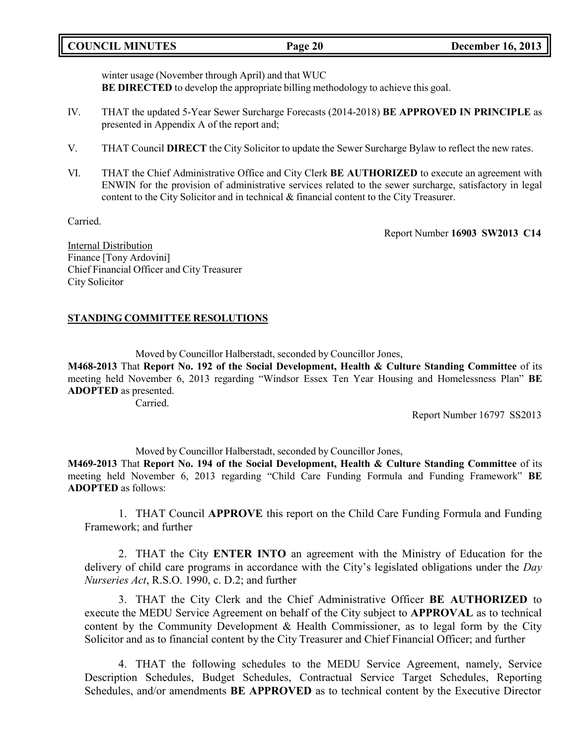winter usage (November through April) and that WUC **BE DIRECTED** to develop the appropriate billing methodology to achieve this goal.

IV. THAT the updated 5-Year Sewer Surcharge Forecasts (2014-2018) **BE APPROVED IN PRINCIPLE** as presented in Appendix A of the report and;

V. THAT Council **DIRECT** the City Solicitor to update the Sewer Surcharge Bylaw to reflect the new rates.

VI. THAT the Chief Administrative Office and City Clerk **BE AUTHORIZED** to execute an agreement with ENWIN for the provision of administrative services related to the sewer surcharge, satisfactory in legal content to the City Solicitor and in technical & financial content to the City Treasurer.

Carried.

Report Number **16903 SW2013 C14**

Internal Distribution
Finance [Tony Ardovini]
Chief Financial Officer and City Treasurer
City Solicitor

## STANDING COMMITTEE RESOLUTIONS

Moved by Councillor Halberstadt, seconded by Councillor Jones,

**M468-2013** That **Report No. 192 of the Social Development, Health & Culture Standing Committee** of its meeting held November 6, 2013 regarding "Windsor Essex Ten Year Housing and Homelessness Plan" **BE ADOPTED** as presented.

Carried.

Report Number 16797 SS2013

Moved by Councillor Halberstadt, seconded by Councillor Jones,

**M469-2013** That **Report No. 194 of the Social Development, Health & Culture Standing Committee** of its meeting held November 6, 2013 regarding "Child Care Funding Formula and Funding Framework" **BE ADOPTED** as follows:

1. THAT Council **APPROVE** this report on the Child Care Funding Formula and Funding Framework; and further

2. THAT the City **ENTER INTO** an agreement with the Ministry of Education for the delivery of child care programs in accordance with the City's legislated obligations under the *Day Nurseries Act*, R.S.O. 1990, c. D.2; and further

3. THAT the City Clerk and the Chief Administrative Officer **BE AUTHORIZED** to execute the MEDU Service Agreement on behalf of the City subject to **APPROVAL** as to technical content by the Community Development & Health Commissioner, as to legal form by the City Solicitor and as to financial content by the City Treasurer and Chief Financial Officer; and further

4. THAT the following schedules to the MEDU Service Agreement, namely, Service Description Schedules, Budget Schedules, Contractual Service Target Schedules, Reporting Schedules, and/or amendments **BE APPROVED** as to technical content by the Executive Director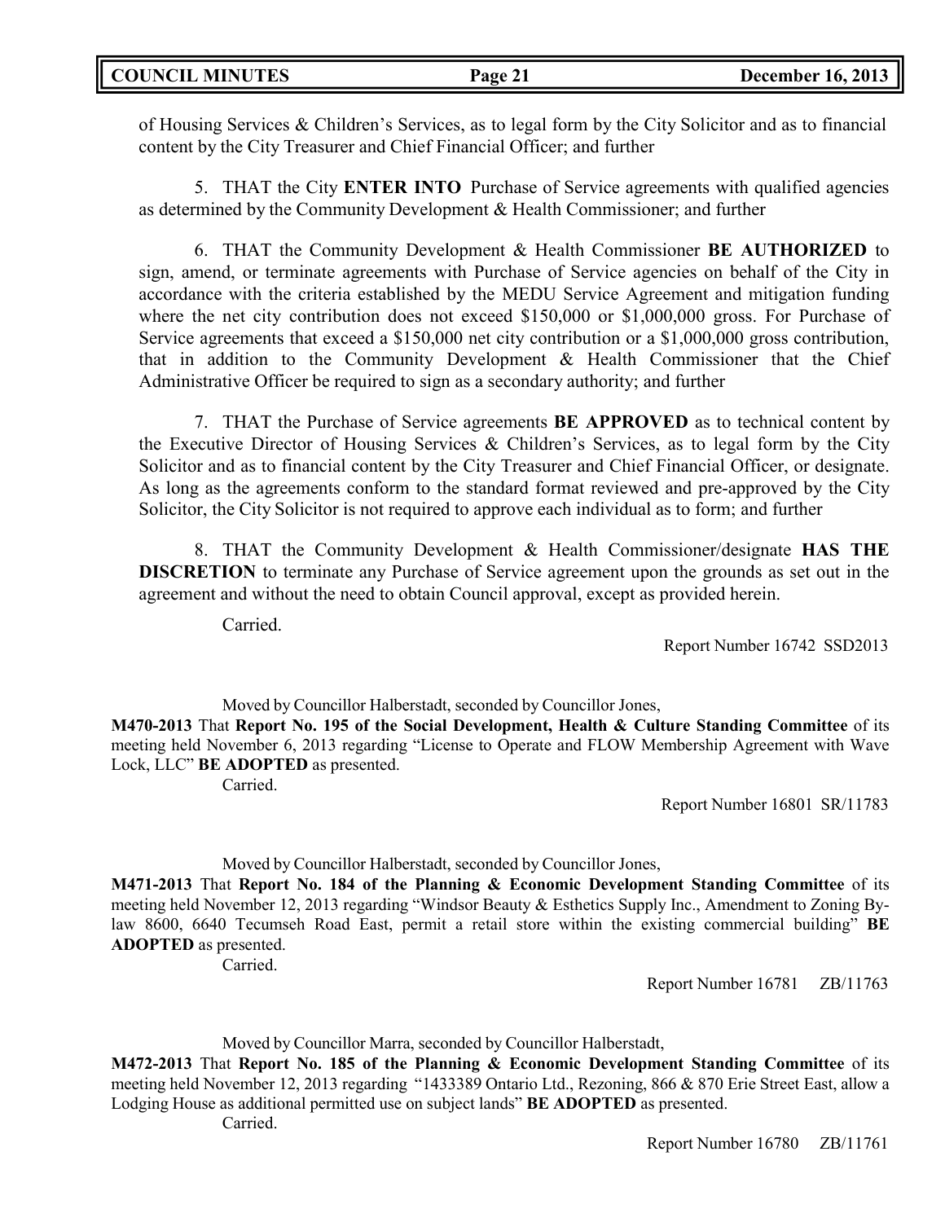of Housing Services & Children's Services, as to legal form by the City Solicitor and as to financial content by the City Treasurer and Chief Financial Officer; and further

5. THAT the City **ENTER INTO** Purchase of Service agreements with qualified agencies as determined by the Community Development & Health Commissioner; and further

6. THAT the Community Development & Health Commissioner **BE AUTHORIZED** to sign, amend, or terminate agreements with Purchase of Service agencies on behalf of the City in accordance with the criteria established by the MEDU Service Agreement and mitigation funding where the net city contribution does not exceed $150,000 or $1,000,000 gross. For Purchase of Service agreements that exceed a $150,000 net city contribution or a $1,000,000 gross contribution, that in addition to the Community Development & Health Commissioner that the Chief Administrative Officer be required to sign as a secondary authority; and further

7. THAT the Purchase of Service agreements **BE APPROVED** as to technical content by the Executive Director of Housing Services & Children's Services, as to legal form by the City Solicitor and as to financial content by the City Treasurer and Chief Financial Officer, or designate. As long as the agreements conform to the standard format reviewed and pre-approved by the City Solicitor, the City Solicitor is not required to approve each individual as to form; and further

8. THAT the Community Development & Health Commissioner/designate **HAS THE DISCRETION** to terminate any Purchase of Service agreement upon the grounds as set out in the agreement and without the need to obtain Council approval, except as provided herein.

Carried.

Report Number 16742 SSD2013

Moved by Councillor Halberstadt, seconded by Councillor Jones,

**M470-2013** That **Report No. 195 of the Social Development, Health & Culture Standing Committee** of its meeting held November 6, 2013 regarding "License to Operate and FLOW Membership Agreement with Wave Lock, LLC" **BE ADOPTED** as presented.

Carried.

Report Number 16801 SR/11783

Moved by Councillor Halberstadt, seconded by Councillor Jones,

**M471-2013** That **Report No. 184 of the Planning & Economic Development Standing Committee** of its meeting held November 12, 2013 regarding "Windsor Beauty & Esthetics Supply Inc., Amendment to Zoning By-law 8600, 6640 Tecumseh Road East, permit a retail store within the existing commercial building" **BE ADOPTED** as presented.

Carried.

Report Number 16781 ZB/11763

Moved by Councillor Marra, seconded by Councillor Halberstadt,

**M472-2013** That **Report No. 185 of the Planning & Economic Development Standing Committee** of its meeting held November 12, 2013 regarding "1433389 Ontario Ltd., Rezoning, 866 & 870 Erie Street East, allow a Lodging House as additional permitted use on subject lands" **BE ADOPTED** as presented.

Carried.

Report Number 16780 ZB/11761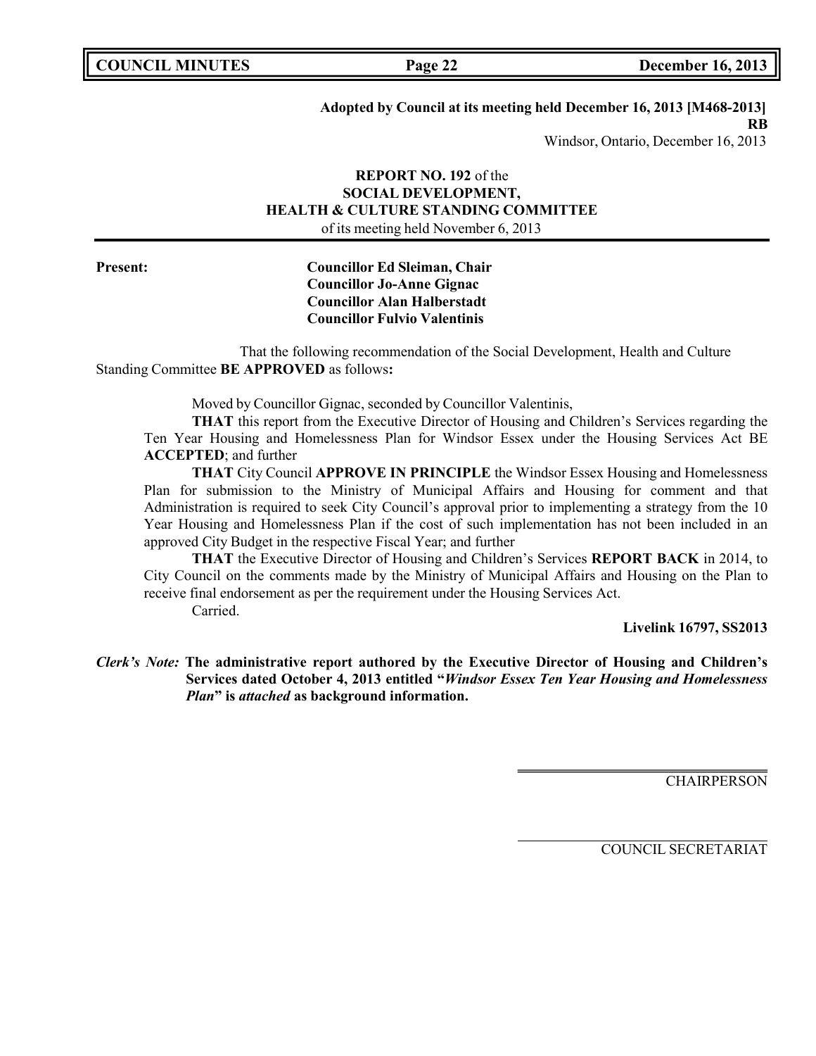**Adopted by Council at its meeting held December 16, 2013 [M468-2013]**
**RB**
Windsor, Ontario, December 16, 2013

**REPORT NO. 192** of the
**SOCIAL DEVELOPMENT,**
**HEALTH & CULTURE STANDING COMMITTEE**
of its meeting held November 6, 2013

**Present:**
**Councillor Ed Sleiman, Chair**
**Councillor Jo-Anne Gignac**
**Councillor Alan Halberstadt**
**Councillor Fulvio Valentinis**

That the following recommendation of the Social Development, Health and Culture Standing Committee **BE APPROVED** as follows**:**

Moved by Councillor Gignac, seconded by Councillor Valentinis,

**THAT** this report from the Executive Director of Housing and Children's Services regarding the Ten Year Housing and Homelessness Plan for Windsor Essex under the Housing Services Act BE **ACCEPTED**; and further

**THAT** City Council **APPROVE IN PRINCIPLE** the Windsor Essex Housing and Homelessness Plan for submission to the Ministry of Municipal Affairs and Housing for comment and that Administration is required to seek City Council's approval prior to implementing a strategy from the 10 Year Housing and Homelessness Plan if the cost of such implementation has not been included in an approved City Budget in the respective Fiscal Year; and further

**THAT** the Executive Director of Housing and Children's Services **REPORT BACK** in 2014, to City Council on the comments made by the Ministry of Municipal Affairs and Housing on the Plan to receive final endorsement as per the requirement under the Housing Services Act.

Carried.

**Livelink 16797, SS2013**

***Clerk's Note:*** **The administrative report authored by the Executive Director of Housing and Children's Services dated October 4, 2013 entitled "*Windsor Essex Ten Year Housing and Homelessness Plan*" is *attached* as background information.**

CHAIRPERSON

COUNCIL SECRETARIAT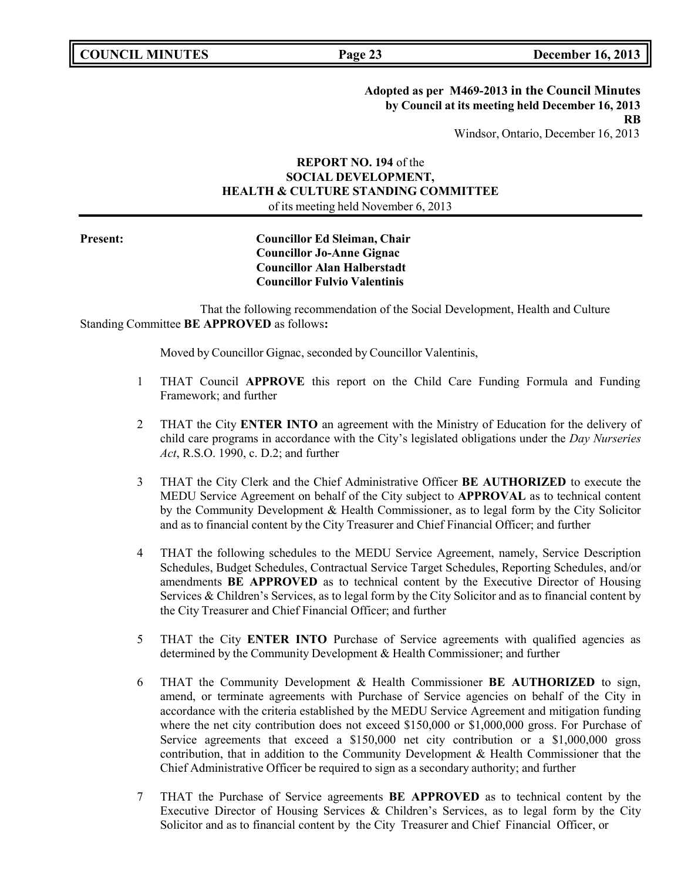**Adopted as per M469-2013 in the Council Minutes by Council at its meeting held December 16, 2013**
**RB**
Windsor, Ontario, December 16, 2013

**REPORT NO. 194** of the
**SOCIAL DEVELOPMENT,**
**HEALTH & CULTURE STANDING COMMITTEE**
of its meeting held November 6, 2013

**Present:**
**Councillor Ed Sleiman, Chair**
**Councillor Jo-Anne Gignac**
**Councillor Alan Halberstadt**
**Councillor Fulvio Valentinis**

That the following recommendation of the Social Development, Health and Culture Standing Committee **BE APPROVED** as follows**:**

Moved by Councillor Gignac, seconded by Councillor Valentinis,

1 THAT Council **APPROVE** this report on the Child Care Funding Formula and Funding Framework; and further

2 THAT the City **ENTER INTO** an agreement with the Ministry of Education for the delivery of child care programs in accordance with the City's legislated obligations under the *Day Nurseries Act*, R.S.O. 1990, c. D.2; and further

3 THAT the City Clerk and the Chief Administrative Officer **BE AUTHORIZED** to execute the MEDU Service Agreement on behalf of the City subject to **APPROVAL** as to technical content by the Community Development & Health Commissioner, as to legal form by the City Solicitor and as to financial content by the City Treasurer and Chief Financial Officer; and further

4 THAT the following schedules to the MEDU Service Agreement, namely, Service Description Schedules, Budget Schedules, Contractual Service Target Schedules, Reporting Schedules, and/or amendments **BE APPROVED** as to technical content by the Executive Director of Housing Services & Children's Services, as to legal form by the City Solicitor and as to financial content by the City Treasurer and Chief Financial Officer; and further

5 THAT the City **ENTER INTO** Purchase of Service agreements with qualified agencies as determined by the Community Development & Health Commissioner; and further

6 THAT the Community Development & Health Commissioner **BE AUTHORIZED** to sign, amend, or terminate agreements with Purchase of Service agencies on behalf of the City in accordance with the criteria established by the MEDU Service Agreement and mitigation funding where the net city contribution does not exceed $150,000 or $1,000,000 gross. For Purchase of Service agreements that exceed a $150,000 net city contribution or a $1,000,000 gross contribution, that in addition to the Community Development & Health Commissioner that the Chief Administrative Officer be required to sign as a secondary authority; and further

7 THAT the Purchase of Service agreements **BE APPROVED** as to technical content by the Executive Director of Housing Services & Children's Services, as to legal form by the City Solicitor and as to financial content by the City Treasurer and Chief Financial Officer, or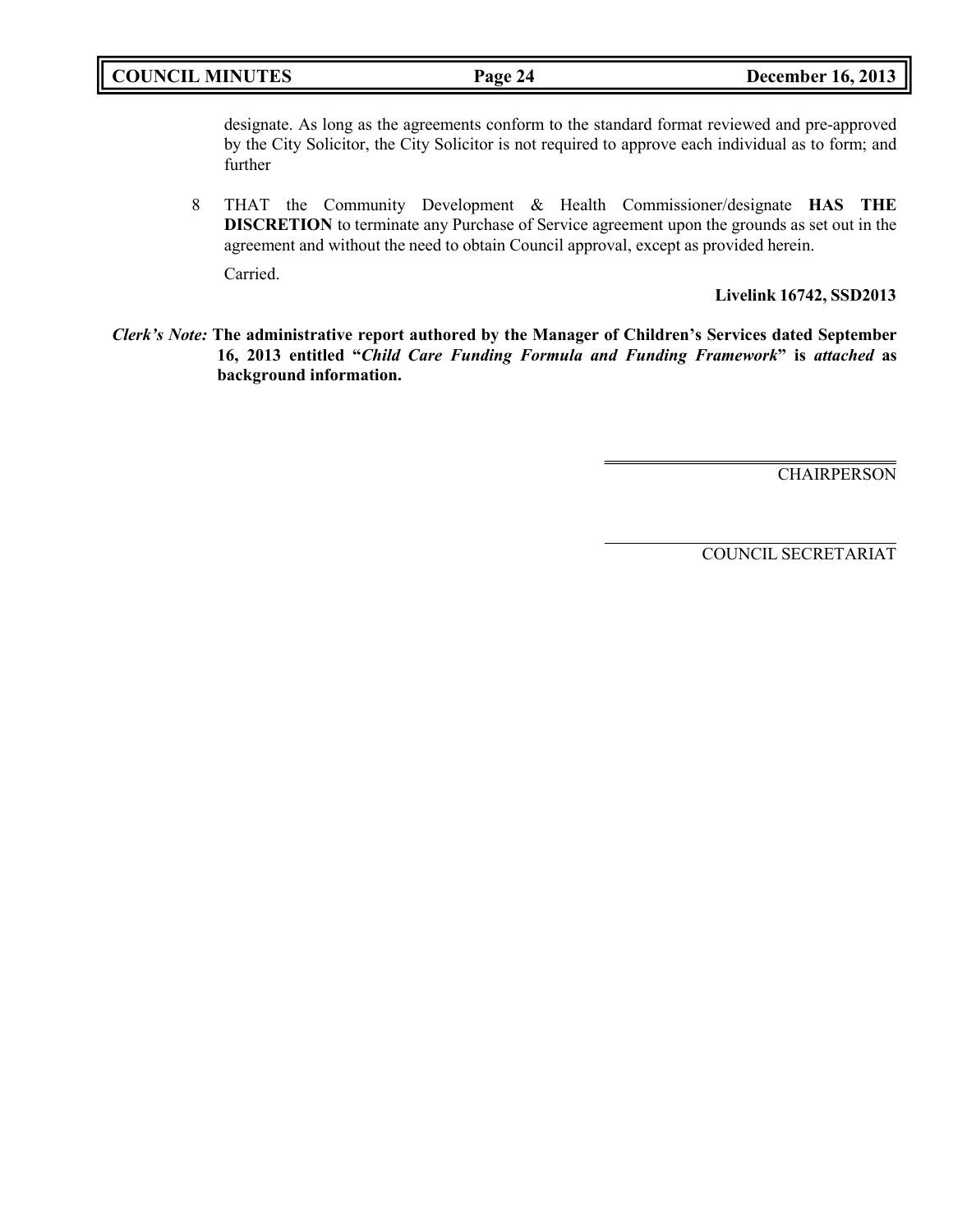designate. As long as the agreements conform to the standard format reviewed and pre-approved by the City Solicitor, the City Solicitor is not required to approve each individual as to form; and further

8 THAT the Community Development & Health Commissioner/designate **HAS THE DISCRETION** to terminate any Purchase of Service agreement upon the grounds as set out in the agreement and without the need to obtain Council approval, except as provided herein.

Carried.

**Livelink 16742, SSD2013**

***Clerk's Note:*** **The administrative report authored by the Manager of Children's Services dated September 16, 2013 entitled "*Child Care Funding Formula and Funding Framework*" is *attached* as background information.**

CHAIRPERSON

COUNCIL SECRETARIAT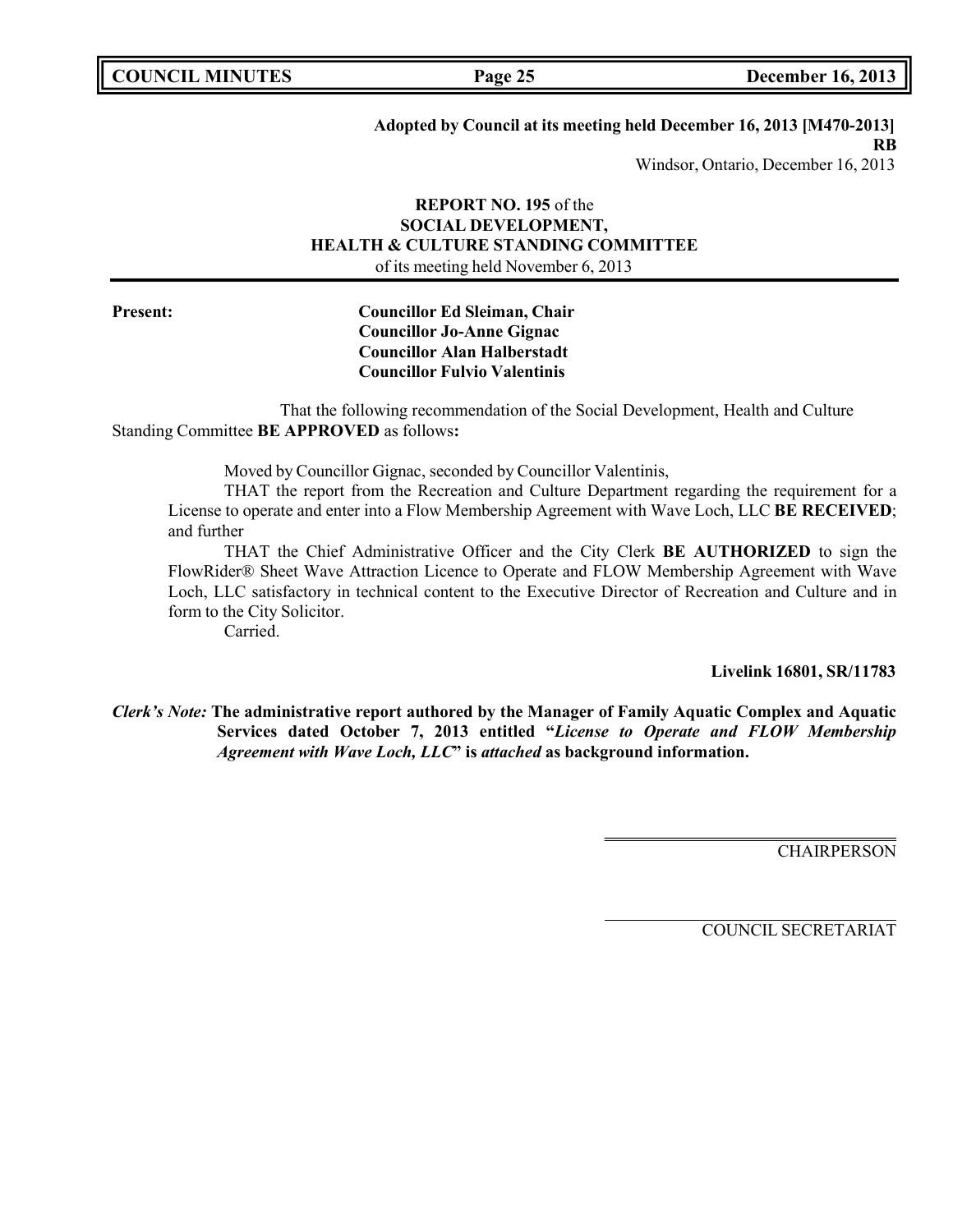**Adopted by Council at its meeting held December 16, 2013 [M470-2013]**
**RB**
Windsor, Ontario, December 16, 2013

**REPORT NO. 195** of the
**SOCIAL DEVELOPMENT,**
**HEALTH & CULTURE STANDING COMMITTEE**
of its meeting held November 6, 2013

**Present:** **Councillor Ed Sleiman, Chair**
**Councillor Jo-Anne Gignac**
**Councillor Alan Halberstadt**
**Councillor Fulvio Valentinis**

That the following recommendation of the Social Development, Health and Culture Standing Committee **BE APPROVED** as follows**:**

Moved by Councillor Gignac, seconded by Councillor Valentinis,

THAT the report from the Recreation and Culture Department regarding the requirement for a License to operate and enter into a Flow Membership Agreement with Wave Loch, LLC **BE RECEIVED**; and further

THAT the Chief Administrative Officer and the City Clerk **BE AUTHORIZED** to sign the FlowRider® Sheet Wave Attraction Licence to Operate and FLOW Membership Agreement with Wave Loch, LLC satisfactory in technical content to the Executive Director of Recreation and Culture and in form to the City Solicitor.

Carried.

**Livelink 16801, SR/11783**

***Clerk's Note:*** **The administrative report authored by the Manager of Family Aquatic Complex and Aquatic Services dated October 7, 2013 entitled "*License to Operate and FLOW Membership Agreement with Wave Loch, LLC*" is *attached* as background information.**

CHAIRPERSON

COUNCIL SECRETARIAT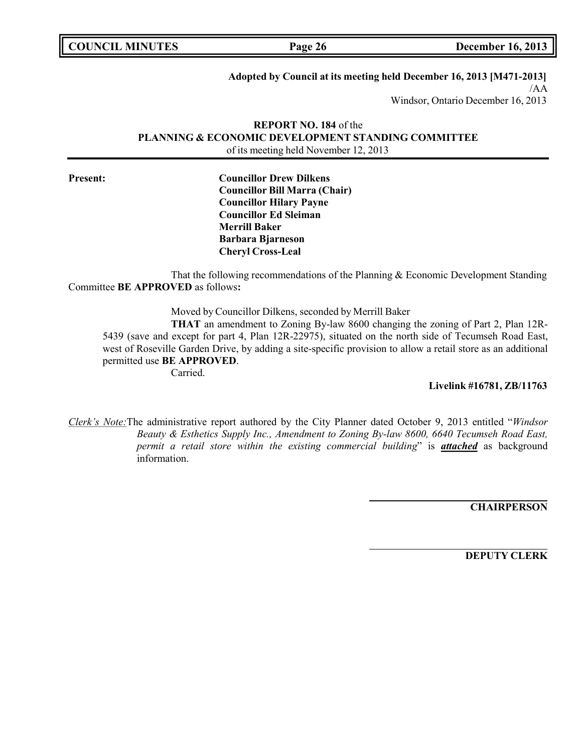**Adopted by Council at its meeting held December 16, 2013 [M471-2013]**
/AA
Windsor, Ontario December 16, 2013

**REPORT NO. 184** of the
**PLANNING & ECONOMIC DEVELOPMENT STANDING COMMITTEE**
of its meeting held November 12, 2013

**Present:**

**Councillor Drew Dilkens**
**Councillor Bill Marra (Chair)**
**Councillor Hilary Payne**
**Councillor Ed Sleiman**
**Merrill Baker**
**Barbara Bjarneson**
**Cheryl Cross-Leal**

That the following recommendations of the Planning & Economic Development Standing Committee **BE APPROVED** as follows**:**

Moved by Councillor Dilkens, seconded by Merrill Baker

**THAT** an amendment to Zoning By-law 8600 changing the zoning of Part 2, Plan 12R-5439 (save and except for part 4, Plan 12R-22975), situated on the north side of Tecumseh Road East, west of Roseville Garden Drive, by adding a site-specific provision to allow a retail store as an additional permitted use **BE APPROVED**.

Carried.

**Livelink #16781, ZB/11763**

*Clerk's Note:* The administrative report authored by the City Planner dated October 9, 2013 entitled "*Windsor Beauty & Esthetics Supply Inc., Amendment to Zoning By-law 8600, 6640 Tecumseh Road East, permit a retail store within the existing commercial building*" is ***attached*** as background information.

**CHAIRPERSON**

**DEPUTY CLERK**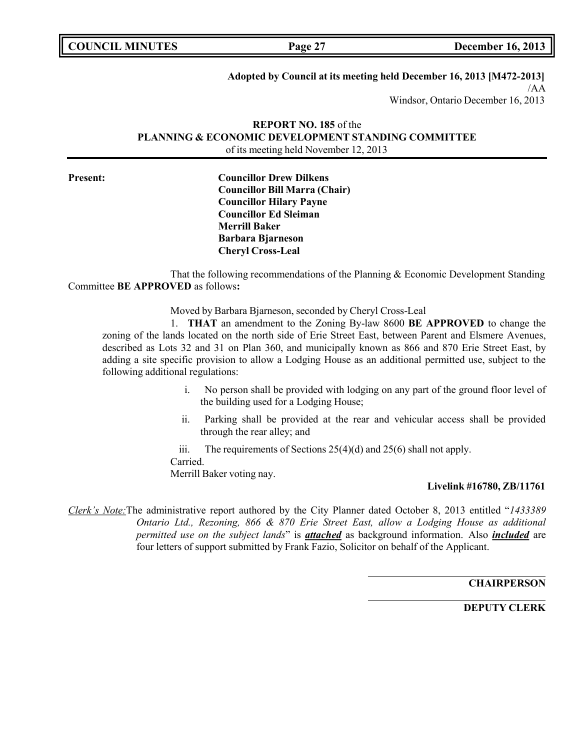**Adopted by Council at its meeting held December 16, 2013 [M472-2013]**
/AA
Windsor, Ontario December 16, 2013

**REPORT NO. 185** of the
**PLANNING & ECONOMIC DEVELOPMENT STANDING COMMITTEE**
of its meeting held November 12, 2013

**Present:**
**Councillor Drew Dilkens**
**Councillor Bill Marra (Chair)**
**Councillor Hilary Payne**
**Councillor Ed Sleiman**
**Merrill Baker**
**Barbara Bjarneson**
**Cheryl Cross-Leal**

That the following recommendations of the Planning & Economic Development Standing Committee **BE APPROVED** as follows**:**

Moved by Barbara Bjarneson, seconded by Cheryl Cross-Leal

1. **THAT** an amendment to the Zoning By-law 8600 **BE APPROVED** to change the zoning of the lands located on the north side of Erie Street East, between Parent and Elsmere Avenues, described as Lots 32 and 31 on Plan 360, and municipally known as 866 and 870 Erie Street East, by adding a site specific provision to allow a Lodging House as an additional permitted use, subject to the following additional regulations:

   i. No person shall be provided with lodging on any part of the ground floor level of the building used for a Lodging House;

   ii. Parking shall be provided at the rear and vehicular access shall be provided through the rear alley; and

   iii. The requirements of Sections 25(4)(d) and 25(6) shall not apply.

Carried.
Merrill Baker voting nay.

**Livelink #16780, ZB/11761**

*Clerk's Note:* The administrative report authored by the City Planner dated October 8, 2013 entitled "*1433389 Ontario Ltd., Rezoning, 866 & 870 Erie Street East, allow a Lodging House as additional permitted use on the subject lands*" is ***attached*** as background information. Also ***included*** are four letters of support submitted by Frank Fazio, Solicitor on behalf of the Applicant.

**CHAIRPERSON**

**DEPUTY CLERK**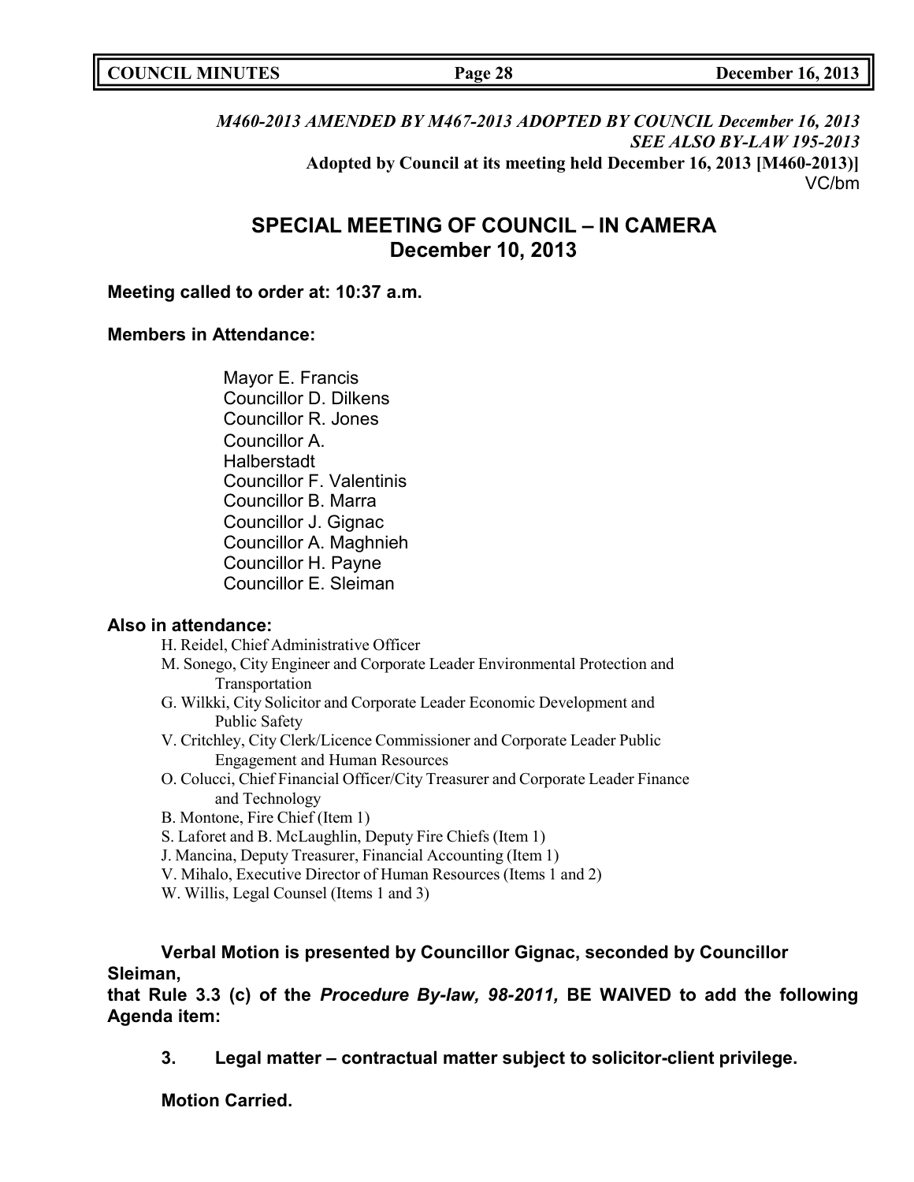*M460-2013 AMENDED BY M467-2013 ADOPTED BY COUNCIL December 16, 2013*
*SEE ALSO BY-LAW 195-2013*
**Adopted by Council at its meeting held December 16, 2013 [M460-2013)]**
VC/bm

# SPECIAL MEETING OF COUNCIL – IN CAMERA
## December 10, 2013

**Meeting called to order at: 10:37 a.m.**

**Members in Attendance:**

Mayor E. Francis
Councillor D. Dilkens
Councillor R. Jones
Councillor A. Halberstadt
Councillor F. Valentinis
Councillor B. Marra
Councillor J. Gignac
Councillor A. Maghnieh
Councillor H. Payne
Councillor E. Sleiman

**Also in attendance:**

H. Reidel, Chief Administrative Officer
M. Sonego, City Engineer and Corporate Leader Environmental Protection and Transportation
G. Wilkki, City Solicitor and Corporate Leader Economic Development and Public Safety
V. Critchley, City Clerk/Licence Commissioner and Corporate Leader Public Engagement and Human Resources
O. Colucci, Chief Financial Officer/City Treasurer and Corporate Leader Finance and Technology
B. Montone, Fire Chief (Item 1)
S. Laforet and B. McLaughlin, Deputy Fire Chiefs (Item 1)
J. Mancina, Deputy Treasurer, Financial Accounting (Item 1)
V. Mihalo, Executive Director of Human Resources (Items 1 and 2)
W. Willis, Legal Counsel (Items 1 and 3)

**Verbal Motion is presented by Councillor Gignac, seconded by Councillor Sleiman,**
**that Rule 3.3 (c) of the *Procedure By-law, 98-2011,* BE WAIVED to add the following Agenda item:**

**3. Legal matter – contractual matter subject to solicitor-client privilege.**

**Motion Carried.**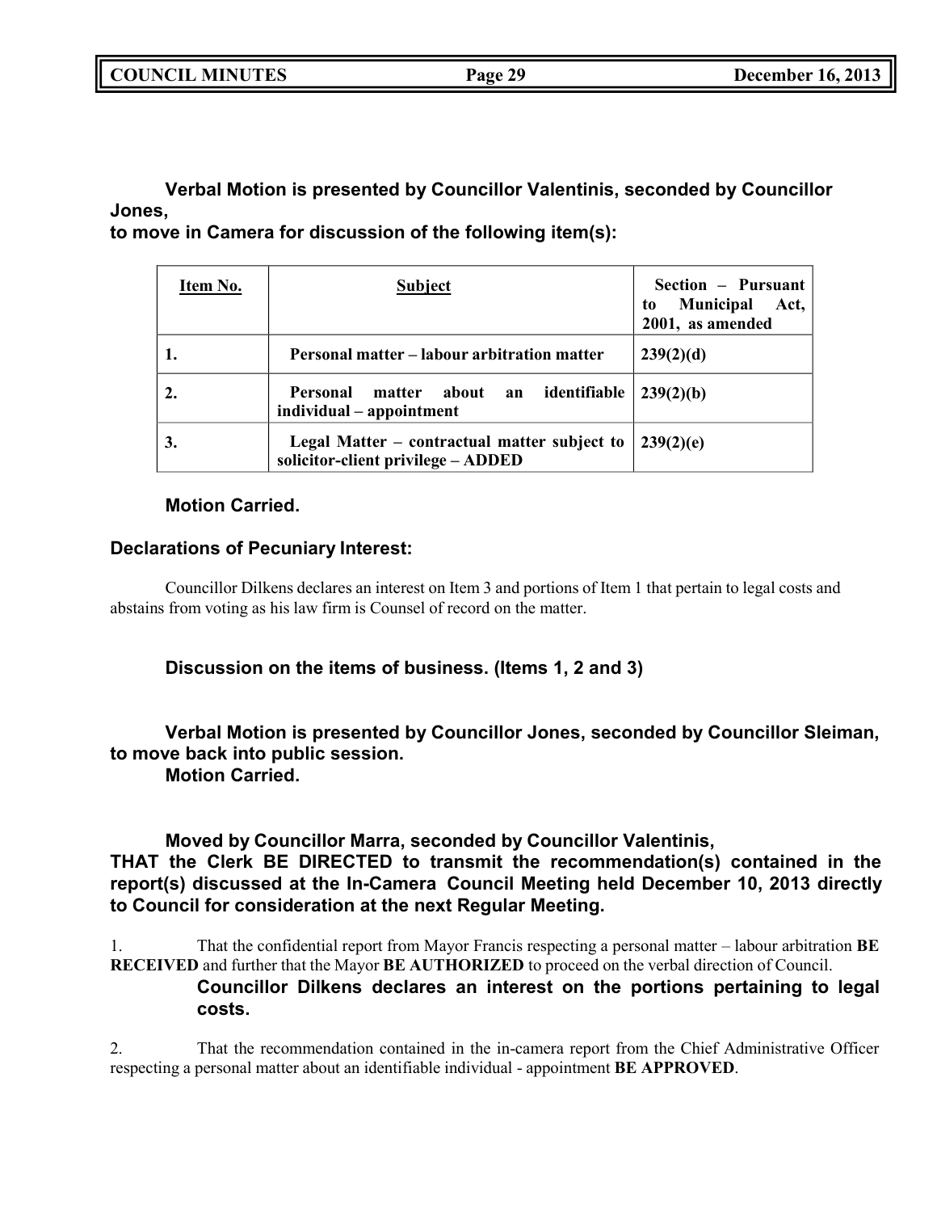**Verbal Motion is presented by Councillor Valentinis, seconded by Councillor Jones,**
**to move in Camera for discussion of the following item(s):**

| Item No. | Subject | Section – Pursuant to Municipal Act, 2001, as amended |
|---|---|---|
| 1. | Personal matter – labour arbitration matter | 239(2)(d) |
| 2. | Personal matter about an identifiable individual – appointment | 239(2)(b) |
| 3. | Legal Matter – contractual matter subject to solicitor-client privilege – ADDED | 239(2)(e) |

**Motion Carried.**

**Declarations of Pecuniary Interest:**

Councillor Dilkens declares an interest on Item 3 and portions of Item 1 that pertain to legal costs and abstains from voting as his law firm is Counsel of record on the matter.

**Discussion on the items of business. (Items 1, 2 and 3)**

**Verbal Motion is presented by Councillor Jones, seconded by Councillor Sleiman, to move back into public session.**
**Motion Carried.**

**Moved by Councillor Marra, seconded by Councillor Valentinis,**
**THAT the Clerk BE DIRECTED to transmit the recommendation(s) contained in the report(s) discussed at the In-Camera Council Meeting held December 10, 2013 directly to Council for consideration at the next Regular Meeting.**

1. That the confidential report from Mayor Francis respecting a personal matter – labour arbitration **BE RECEIVED** and further that the Mayor **BE AUTHORIZED** to proceed on the verbal direction of Council.
**Councillor Dilkens declares an interest on the portions pertaining to legal costs.**

2. That the recommendation contained in the in-camera report from the Chief Administrative Officer respecting a personal matter about an identifiable individual - appointment **BE APPROVED**.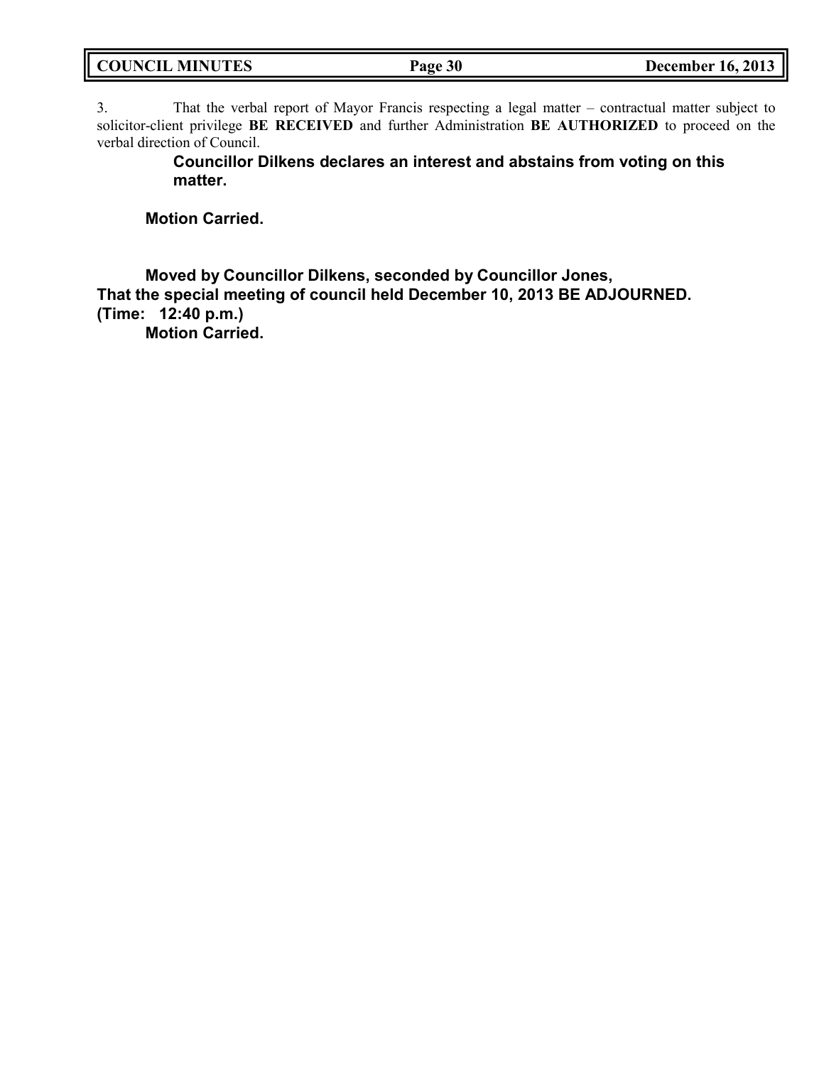3. That the verbal report of Mayor Francis respecting a legal matter – contractual matter subject to solicitor-client privilege **BE RECEIVED** and further Administration **BE AUTHORIZED** to proceed on the verbal direction of Council.

**Councillor Dilkens declares an interest and abstains from voting on this matter.**

**Motion Carried.**

**Moved by Councillor Dilkens, seconded by Councillor Jones,**
**That the special meeting of council held December 10, 2013 BE ADJOURNED.**
**(Time: 12:40 p.m.)**
**Motion Carried.**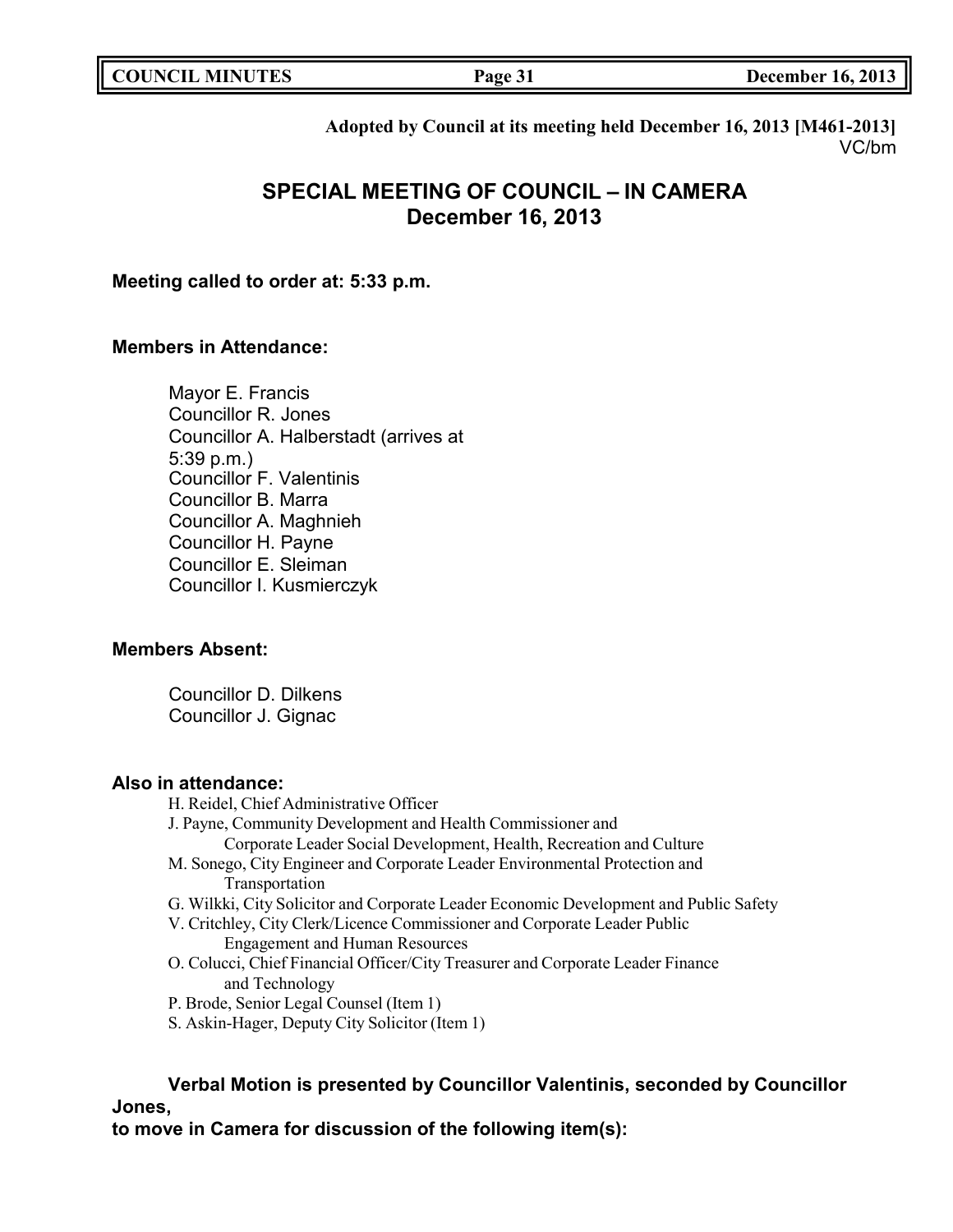**Adopted by Council at its meeting held December 16, 2013 [M461-2013]**
VC/bm

# SPECIAL MEETING OF COUNCIL – IN CAMERA
# December 16, 2013

**Meeting called to order at: 5:33 p.m.**

**Members in Attendance:**

Mayor E. Francis
Councillor R. Jones
Councillor A. Halberstadt (arrives at 5:39 p.m.)
Councillor F. Valentinis
Councillor B. Marra
Councillor A. Maghnieh
Councillor H. Payne
Councillor E. Sleiman
Councillor I. Kusmierczyk

**Members Absent:**

Councillor D. Dilkens
Councillor J. Gignac

**Also in attendance:**

H. Reidel, Chief Administrative Officer
J. Payne, Community Development and Health Commissioner and Corporate Leader Social Development, Health, Recreation and Culture
M. Sonego, City Engineer and Corporate Leader Environmental Protection and Transportation
G. Wilkki, City Solicitor and Corporate Leader Economic Development and Public Safety
V. Critchley, City Clerk/Licence Commissioner and Corporate Leader Public Engagement and Human Resources
O. Colucci, Chief Financial Officer/City Treasurer and Corporate Leader Finance and Technology
P. Brode, Senior Legal Counsel (Item 1)
S. Askin-Hager, Deputy City Solicitor (Item 1)

**Verbal Motion is presented by Councillor Valentinis, seconded by Councillor Jones,**
**to move in Camera for discussion of the following item(s):**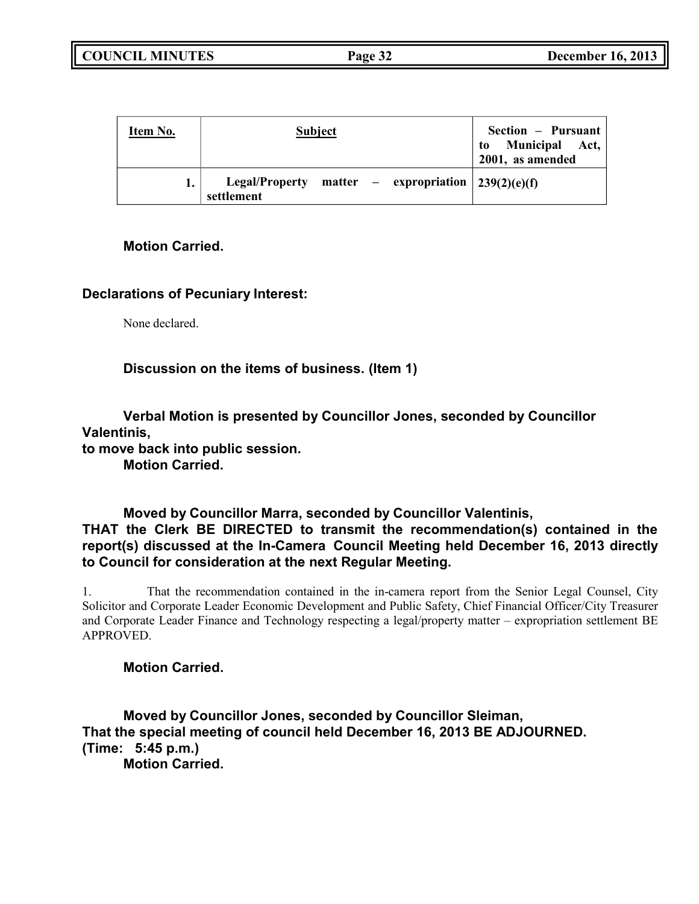| Item No. | Subject | Section – Pursuant to Municipal Act, 2001, as amended |
| --- | --- | --- |
| 1. | Legal/Property matter – expropriation settlement | 239(2)(e)(f) |

**Motion Carried.**

**Declarations of Pecuniary Interest:**

None declared.

**Discussion on the items of business. (Item 1)**

**Verbal Motion is presented by Councillor Jones, seconded by Councillor Valentinis,**
**to move back into public session.**
**Motion Carried.**

**Moved by Councillor Marra, seconded by Councillor Valentinis,**
**THAT the Clerk BE DIRECTED to transmit the recommendation(s) contained in the report(s) discussed at the In-Camera Council Meeting held December 16, 2013 directly to Council for consideration at the next Regular Meeting.**

1. That the recommendation contained in the in-camera report from the Senior Legal Counsel, City Solicitor and Corporate Leader Economic Development and Public Safety, Chief Financial Officer/City Treasurer and Corporate Leader Finance and Technology respecting a legal/property matter – expropriation settlement BE APPROVED.

**Motion Carried.**

**Moved by Councillor Jones, seconded by Councillor Sleiman,**
**That the special meeting of council held December 16, 2013 BE ADJOURNED.**
**(Time: 5:45 p.m.)**
**Motion Carried.**